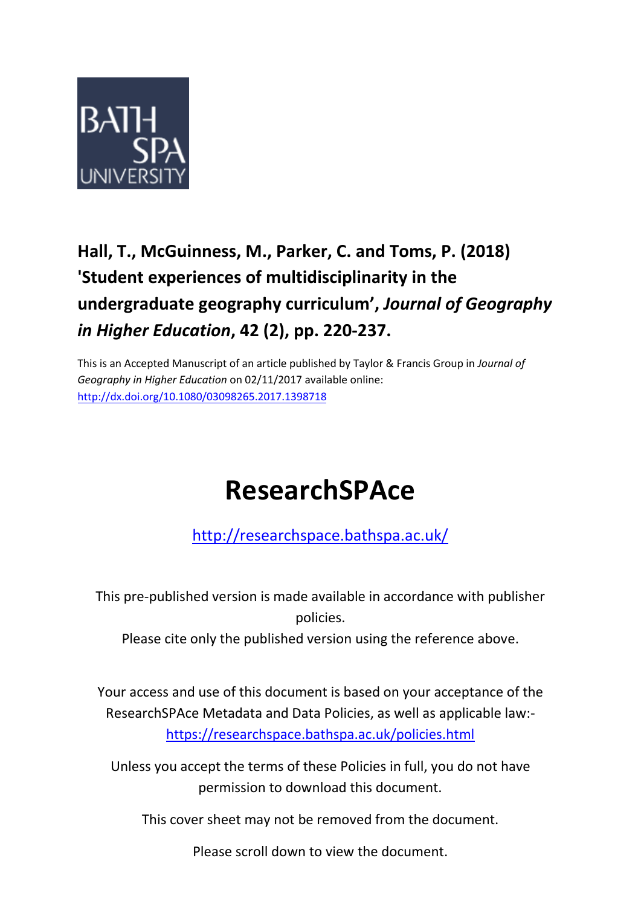**Hall, T., McGuinness, M., Parker, C. and Toms, P. (2018) 'Student experiences of multidisciplinarity in the undergraduate geography curriculum',** ***Journal of Geography in Higher Education*****, 42 (2), pp. 220-237.**

This is an Accepted Manuscript of an article published by Taylor & Francis Group in *Journal of Geography in Higher Education* on 02/11/2017 available online: http://dx.doi.org/10.1080/03098265.2017.1398718

# ResearchSPAce

http://researchspace.bathspa.ac.uk/

This pre-published version is made available in accordance with publisher policies.

Please cite only the published version using the reference above.

Your access and use of this document is based on your acceptance of the ResearchSPAce Metadata and Data Policies, as well as applicable law:- https://researchspace.bathspa.ac.uk/policies.html

Unless you accept the terms of these Policies in full, you do not have permission to download this document.

This cover sheet may not be removed from the document.

Please scroll down to view the document.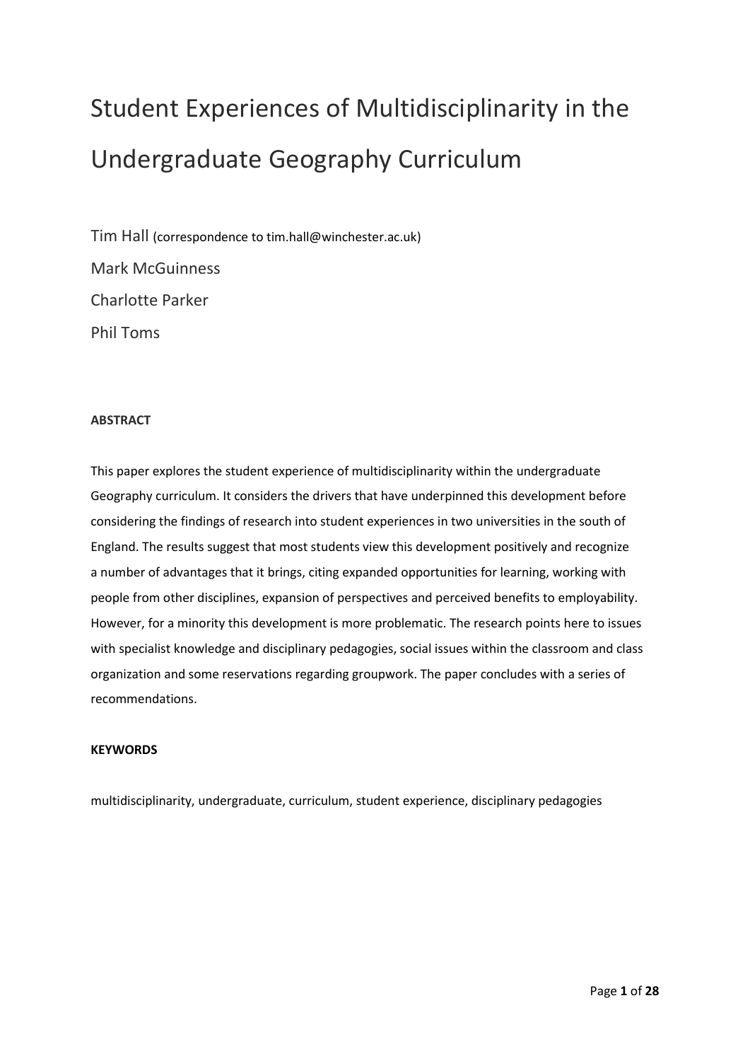# Student Experiences of Multidisciplinarity in the Undergraduate Geography Curriculum

Tim Hall (correspondence to tim.hall@winchester.ac.uk)

Mark McGuinness

Charlotte Parker

Phil Toms

**ABSTRACT**

This paper explores the student experience of multidisciplinarity within the undergraduate Geography curriculum. It considers the drivers that have underpinned this development before considering the findings of research into student experiences in two universities in the south of England. The results suggest that most students view this development positively and recognize a number of advantages that it brings, citing expanded opportunities for learning, working with people from other disciplines, expansion of perspectives and perceived benefits to employability. However, for a minority this development is more problematic. The research points here to issues with specialist knowledge and disciplinary pedagogies, social issues within the classroom and class organization and some reservations regarding groupwork. The paper concludes with a series of recommendations.

**KEYWORDS**

multidisciplinarity, undergraduate, curriculum, student experience, disciplinary pedagogies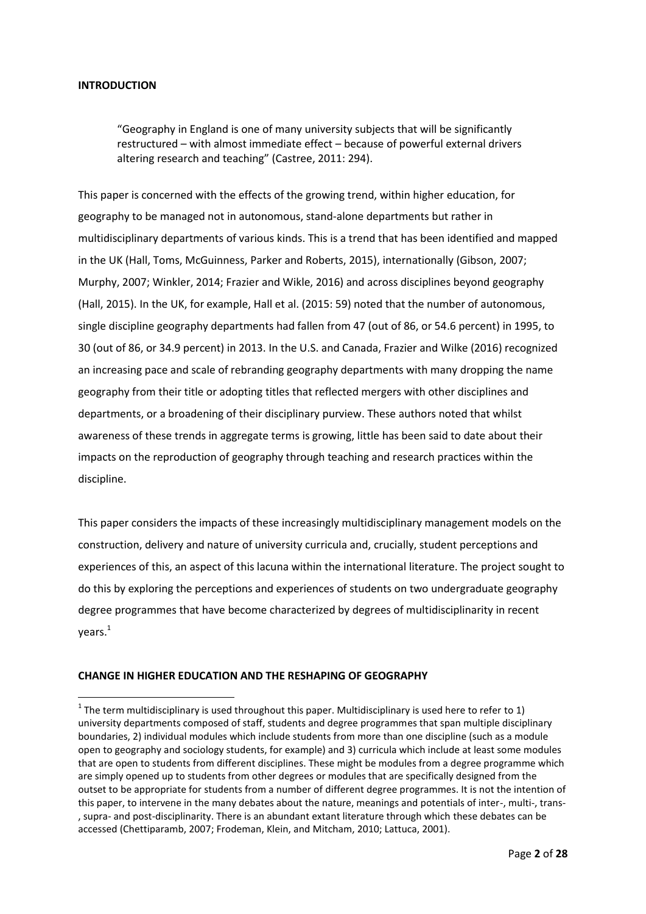## INTRODUCTION

> "Geography in England is one of many university subjects that will be significantly restructured – with almost immediate effect – because of powerful external drivers altering research and teaching" (Castree, 2011: 294).

This paper is concerned with the effects of the growing trend, within higher education, for geography to be managed not in autonomous, stand-alone departments but rather in multidisciplinary departments of various kinds. This is a trend that has been identified and mapped in the UK (Hall, Toms, McGuinness, Parker and Roberts, 2015), internationally (Gibson, 2007; Murphy, 2007; Winkler, 2014; Frazier and Wikle, 2016) and across disciplines beyond geography (Hall, 2015). In the UK, for example, Hall et al. (2015: 59) noted that the number of autonomous, single discipline geography departments had fallen from 47 (out of 86, or 54.6 percent) in 1995, to 30 (out of 86, or 34.9 percent) in 2013. In the U.S. and Canada, Frazier and Wilke (2016) recognized an increasing pace and scale of rebranding geography departments with many dropping the name geography from their title or adopting titles that reflected mergers with other disciplines and departments, or a broadening of their disciplinary purview. These authors noted that whilst awareness of these trends in aggregate terms is growing, little has been said to date about their impacts on the reproduction of geography through teaching and research practices within the discipline.

This paper considers the impacts of these increasingly multidisciplinary management models on the construction, delivery and nature of university curricula and, crucially, student perceptions and experiences of this, an aspect of this lacuna within the international literature. The project sought to do this by exploring the perceptions and experiences of students on two undergraduate geography degree programmes that have become characterized by degrees of multidisciplinarity in recent years.[1]

## CHANGE IN HIGHER EDUCATION AND THE RESHAPING OF GEOGRAPHY

[1] The term multidisciplinary is used throughout this paper. Multidisciplinary is used here to refer to 1) university departments composed of staff, students and degree programmes that span multiple disciplinary boundaries, 2) individual modules which include students from more than one discipline (such as a module open to geography and sociology students, for example) and 3) curricula which include at least some modules that are open to students from different disciplines. These might be modules from a degree programme which are simply opened up to students from other degrees or modules that are specifically designed from the outset to be appropriate for students from a number of different degree programmes. It is not the intention of this paper, to intervene in the many debates about the nature, meanings and potentials of inter-, multi-, trans-, supra- and post-disciplinarity. There is an abundant extant literature through which these debates can be accessed (Chettiparamb, 2007; Frodeman, Klein, and Mitcham, 2010; Lattuca, 2001).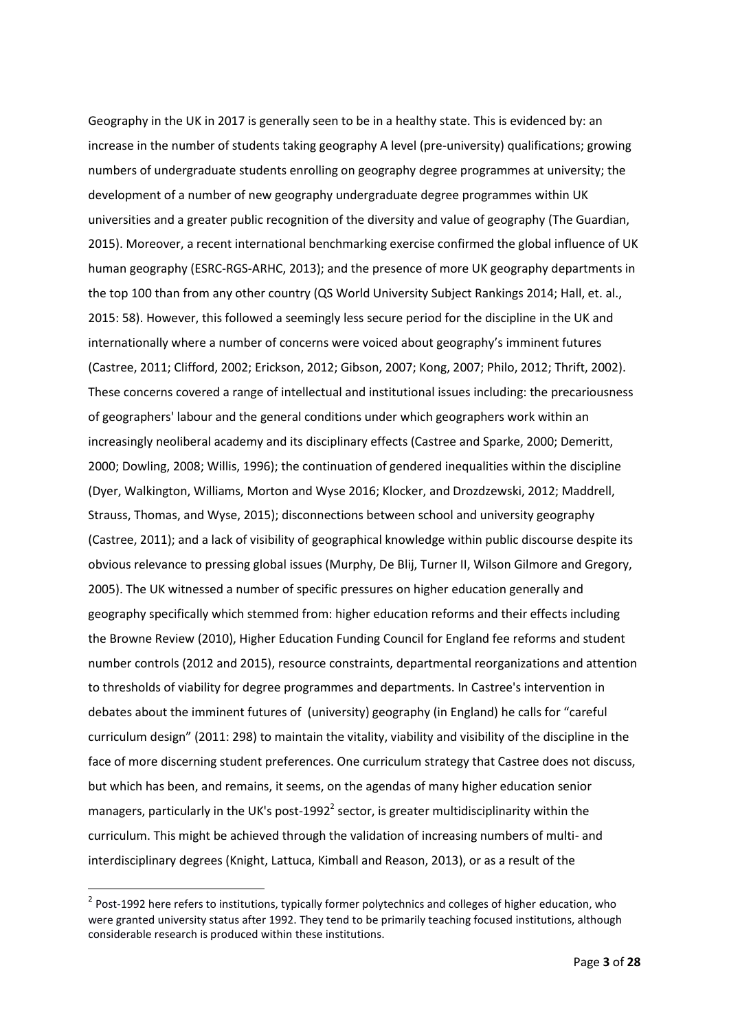Geography in the UK in 2017 is generally seen to be in a healthy state. This is evidenced by: an increase in the number of students taking geography A level (pre-university) qualifications; growing numbers of undergraduate students enrolling on geography degree programmes at university; the development of a number of new geography undergraduate degree programmes within UK universities and a greater public recognition of the diversity and value of geography (The Guardian, 2015). Moreover, a recent international benchmarking exercise confirmed the global influence of UK human geography (ESRC-RGS-ARHC, 2013); and the presence of more UK geography departments in the top 100 than from any other country (QS World University Subject Rankings 2014; Hall, et. al., 2015: 58). However, this followed a seemingly less secure period for the discipline in the UK and internationally where a number of concerns were voiced about geography's imminent futures (Castree, 2011; Clifford, 2002; Erickson, 2012; Gibson, 2007; Kong, 2007; Philo, 2012; Thrift, 2002). These concerns covered a range of intellectual and institutional issues including: the precariousness of geographers' labour and the general conditions under which geographers work within an increasingly neoliberal academy and its disciplinary effects (Castree and Sparke, 2000; Demeritt, 2000; Dowling, 2008; Willis, 1996); the continuation of gendered inequalities within the discipline (Dyer, Walkington, Williams, Morton and Wyse 2016; Klocker, and Drozdzewski, 2012; Maddrell, Strauss, Thomas, and Wyse, 2015); disconnections between school and university geography (Castree, 2011); and a lack of visibility of geographical knowledge within public discourse despite its obvious relevance to pressing global issues (Murphy, De Blij, Turner II, Wilson Gilmore and Gregory, 2005). The UK witnessed a number of specific pressures on higher education generally and geography specifically which stemmed from: higher education reforms and their effects including the Browne Review (2010), Higher Education Funding Council for England fee reforms and student number controls (2012 and 2015), resource constraints, departmental reorganizations and attention to thresholds of viability for degree programmes and departments. In Castree's intervention in debates about the imminent futures of (university) geography (in England) he calls for "careful curriculum design" (2011: 298) to maintain the vitality, viability and visibility of the discipline in the face of more discerning student preferences. One curriculum strategy that Castree does not discuss, but which has been, and remains, it seems, on the agendas of many higher education senior managers, particularly in the UK's post-1992[2] sector, is greater multidisciplinarity within the curriculum. This might be achieved through the validation of increasing numbers of multi- and interdisciplinary degrees (Knight, Lattuca, Kimball and Reason, 2013), or as a result of the

[2] Post-1992 here refers to institutions, typically former polytechnics and colleges of higher education, who were granted university status after 1992. They tend to be primarily teaching focused institutions, although considerable research is produced within these institutions.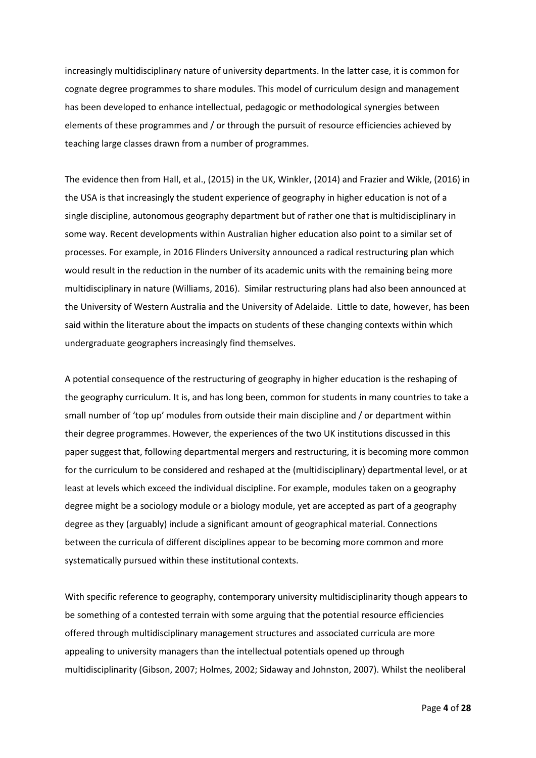increasingly multidisciplinary nature of university departments. In the latter case, it is common for cognate degree programmes to share modules. This model of curriculum design and management has been developed to enhance intellectual, pedagogic or methodological synergies between elements of these programmes and / or through the pursuit of resource efficiencies achieved by teaching large classes drawn from a number of programmes.

The evidence then from Hall, et al., (2015) in the UK, Winkler, (2014) and Frazier and Wikle, (2016) in the USA is that increasingly the student experience of geography in higher education is not of a single discipline, autonomous geography department but of rather one that is multidisciplinary in some way. Recent developments within Australian higher education also point to a similar set of processes. For example, in 2016 Flinders University announced a radical restructuring plan which would result in the reduction in the number of its academic units with the remaining being more multidisciplinary in nature (Williams, 2016). Similar restructuring plans had also been announced at the University of Western Australia and the University of Adelaide. Little to date, however, has been said within the literature about the impacts on students of these changing contexts within which undergraduate geographers increasingly find themselves.

A potential consequence of the restructuring of geography in higher education is the reshaping of the geography curriculum. It is, and has long been, common for students in many countries to take a small number of 'top up' modules from outside their main discipline and / or department within their degree programmes. However, the experiences of the two UK institutions discussed in this paper suggest that, following departmental mergers and restructuring, it is becoming more common for the curriculum to be considered and reshaped at the (multidisciplinary) departmental level, or at least at levels which exceed the individual discipline. For example, modules taken on a geography degree might be a sociology module or a biology module, yet are accepted as part of a geography degree as they (arguably) include a significant amount of geographical material. Connections between the curricula of different disciplines appear to be becoming more common and more systematically pursued within these institutional contexts.

With specific reference to geography, contemporary university multidisciplinarity though appears to be something of a contested terrain with some arguing that the potential resource efficiencies offered through multidisciplinary management structures and associated curricula are more appealing to university managers than the intellectual potentials opened up through multidisciplinarity (Gibson, 2007; Holmes, 2002; Sidaway and Johnston, 2007). Whilst the neoliberal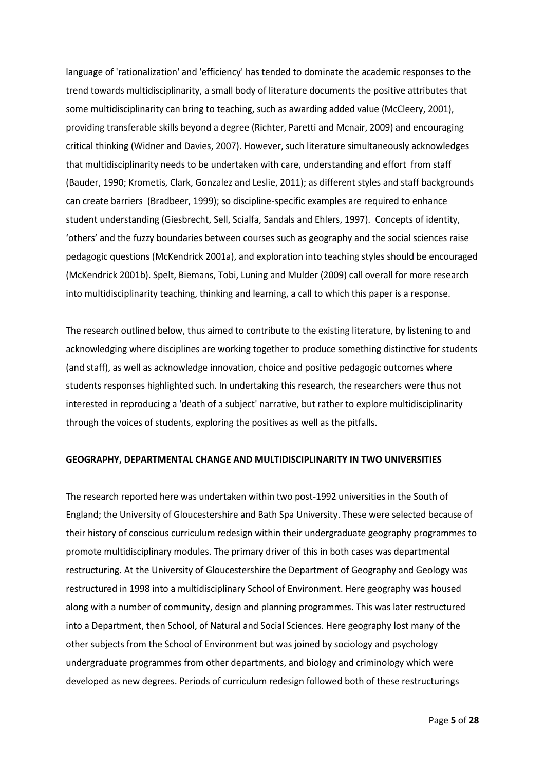language of 'rationalization' and 'efficiency' has tended to dominate the academic responses to the trend towards multidisciplinarity, a small body of literature documents the positive attributes that some multidisciplinarity can bring to teaching, such as awarding added value (McCleery, 2001), providing transferable skills beyond a degree (Richter, Paretti and Mcnair, 2009) and encouraging critical thinking (Widner and Davies, 2007). However, such literature simultaneously acknowledges that multidisciplinarity needs to be undertaken with care, understanding and effort from staff (Bauder, 1990; Krometis, Clark, Gonzalez and Leslie, 2011); as different styles and staff backgrounds can create barriers (Bradbeer, 1999); so discipline-specific examples are required to enhance student understanding (Giesbrecht, Sell, Scialfa, Sandals and Ehlers, 1997). Concepts of identity, 'others' and the fuzzy boundaries between courses such as geography and the social sciences raise pedagogic questions (McKendrick 2001a), and exploration into teaching styles should be encouraged (McKendrick 2001b). Spelt, Biemans, Tobi, Luning and Mulder (2009) call overall for more research into multidisciplinarity teaching, thinking and learning, a call to which this paper is a response.

The research outlined below, thus aimed to contribute to the existing literature, by listening to and acknowledging where disciplines are working together to produce something distinctive for students (and staff), as well as acknowledge innovation, choice and positive pedagogic outcomes where students responses highlighted such. In undertaking this research, the researchers were thus not interested in reproducing a 'death of a subject' narrative, but rather to explore multidisciplinarity through the voices of students, exploring the positives as well as the pitfalls.

## GEOGRAPHY, DEPARTMENTAL CHANGE AND MULTIDISCIPLINARITY IN TWO UNIVERSITIES

The research reported here was undertaken within two post-1992 universities in the South of England; the University of Gloucestershire and Bath Spa University. These were selected because of their history of conscious curriculum redesign within their undergraduate geography programmes to promote multidisciplinary modules. The primary driver of this in both cases was departmental restructuring. At the University of Gloucestershire the Department of Geography and Geology was restructured in 1998 into a multidisciplinary School of Environment. Here geography was housed along with a number of community, design and planning programmes. This was later restructured into a Department, then School, of Natural and Social Sciences. Here geography lost many of the other subjects from the School of Environment but was joined by sociology and psychology undergraduate programmes from other departments, and biology and criminology which were developed as new degrees. Periods of curriculum redesign followed both of these restructurings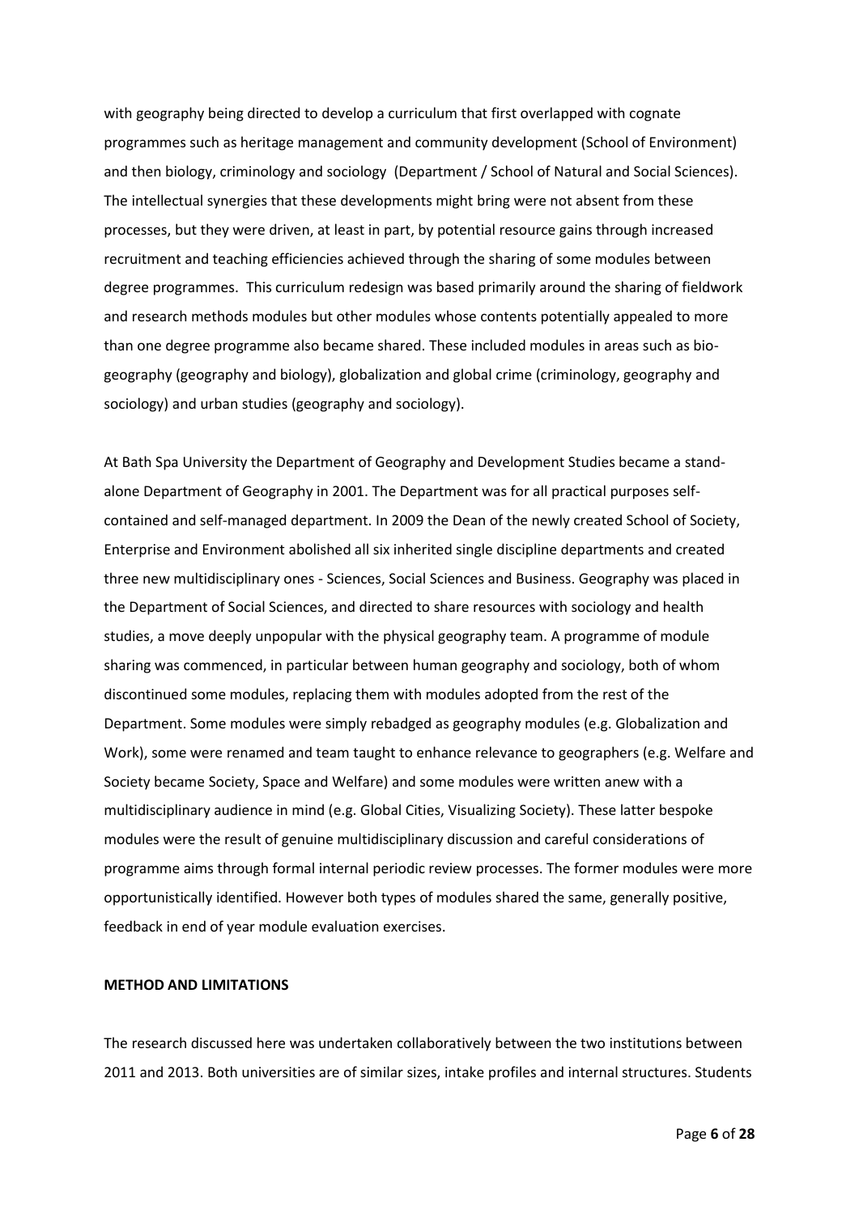with geography being directed to develop a curriculum that first overlapped with cognate programmes such as heritage management and community development (School of Environment) and then biology, criminology and sociology (Department / School of Natural and Social Sciences). The intellectual synergies that these developments might bring were not absent from these processes, but they were driven, at least in part, by potential resource gains through increased recruitment and teaching efficiencies achieved through the sharing of some modules between degree programmes. This curriculum redesign was based primarily around the sharing of fieldwork and research methods modules but other modules whose contents potentially appealed to more than one degree programme also became shared. These included modules in areas such as bio-geography (geography and biology), globalization and global crime (criminology, geography and sociology) and urban studies (geography and sociology).

At Bath Spa University the Department of Geography and Development Studies became a stand-alone Department of Geography in 2001. The Department was for all practical purposes self-contained and self-managed department. In 2009 the Dean of the newly created School of Society, Enterprise and Environment abolished all six inherited single discipline departments and created three new multidisciplinary ones - Sciences, Social Sciences and Business. Geography was placed in the Department of Social Sciences, and directed to share resources with sociology and health studies, a move deeply unpopular with the physical geography team. A programme of module sharing was commenced, in particular between human geography and sociology, both of whom discontinued some modules, replacing them with modules adopted from the rest of the Department. Some modules were simply rebadged as geography modules (e.g. Globalization and Work), some were renamed and team taught to enhance relevance to geographers (e.g. Welfare and Society became Society, Space and Welfare) and some modules were written anew with a multidisciplinary audience in mind (e.g. Global Cities, Visualizing Society). These latter bespoke modules were the result of genuine multidisciplinary discussion and careful considerations of programme aims through formal internal periodic review processes. The former modules were more opportunistically identified. However both types of modules shared the same, generally positive, feedback in end of year module evaluation exercises.

## METHOD AND LIMITATIONS

The research discussed here was undertaken collaboratively between the two institutions between 2011 and 2013. Both universities are of similar sizes, intake profiles and internal structures. Students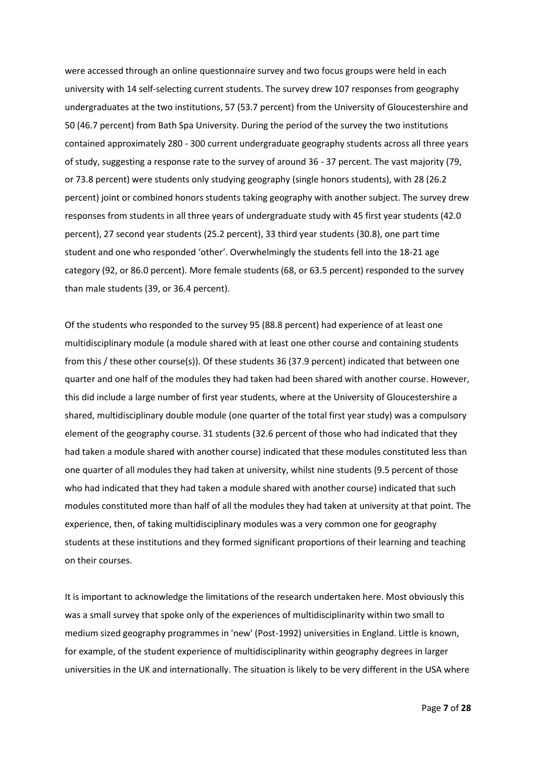were accessed through an online questionnaire survey and two focus groups were held in each university with 14 self-selecting current students. The survey drew 107 responses from geography undergraduates at the two institutions, 57 (53.7 percent) from the University of Gloucestershire and 50 (46.7 percent) from Bath Spa University. During the period of the survey the two institutions contained approximately 280 - 300 current undergraduate geography students across all three years of study, suggesting a response rate to the survey of around 36 - 37 percent. The vast majority (79, or 73.8 percent) were students only studying geography (single honors students), with 28 (26.2 percent) joint or combined honors students taking geography with another subject. The survey drew responses from students in all three years of undergraduate study with 45 first year students (42.0 percent), 27 second year students (25.2 percent), 33 third year students (30.8), one part time student and one who responded 'other'. Overwhelmingly the students fell into the 18-21 age category (92, or 86.0 percent). More female students (68, or 63.5 percent) responded to the survey than male students (39, or 36.4 percent).

Of the students who responded to the survey 95 (88.8 percent) had experience of at least one multidisciplinary module (a module shared with at least one other course and containing students from this / these other course(s)). Of these students 36 (37.9 percent) indicated that between one quarter and one half of the modules they had taken had been shared with another course. However, this did include a large number of first year students, where at the University of Gloucestershire a shared, multidisciplinary double module (one quarter of the total first year study) was a compulsory element of the geography course. 31 students (32.6 percent of those who had indicated that they had taken a module shared with another course) indicated that these modules constituted less than one quarter of all modules they had taken at university, whilst nine students (9.5 percent of those who had indicated that they had taken a module shared with another course) indicated that such modules constituted more than half of all the modules they had taken at university at that point. The experience, then, of taking multidisciplinary modules was a very common one for geography students at these institutions and they formed significant proportions of their learning and teaching on their courses.

It is important to acknowledge the limitations of the research undertaken here. Most obviously this was a small survey that spoke only of the experiences of multidisciplinarity within two small to medium sized geography programmes in 'new' (Post-1992) universities in England. Little is known, for example, of the student experience of multidisciplinarity within geography degrees in larger universities in the UK and internationally. The situation is likely to be very different in the USA where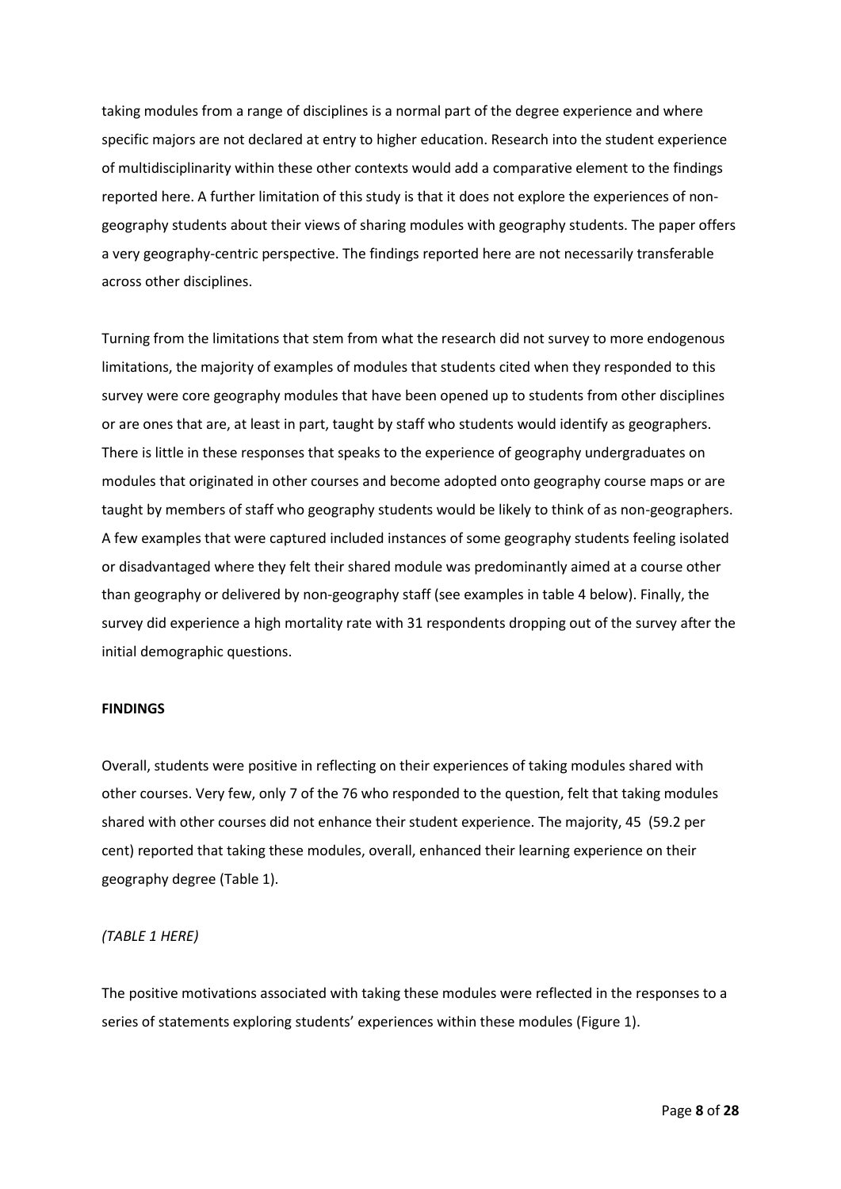taking modules from a range of disciplines is a normal part of the degree experience and where specific majors are not declared at entry to higher education. Research into the student experience of multidisciplinarity within these other contexts would add a comparative element to the findings reported here. A further limitation of this study is that it does not explore the experiences of non-geography students about their views of sharing modules with geography students. The paper offers a very geography-centric perspective. The findings reported here are not necessarily transferable across other disciplines.

Turning from the limitations that stem from what the research did not survey to more endogenous limitations, the majority of examples of modules that students cited when they responded to this survey were core geography modules that have been opened up to students from other disciplines or are ones that are, at least in part, taught by staff who students would identify as geographers. There is little in these responses that speaks to the experience of geography undergraduates on modules that originated in other courses and become adopted onto geography course maps or are taught by members of staff who geography students would be likely to think of as non-geographers. A few examples that were captured included instances of some geography students feeling isolated or disadvantaged where they felt their shared module was predominantly aimed at a course other than geography or delivered by non-geography staff (see examples in table 4 below). Finally, the survey did experience a high mortality rate with 31 respondents dropping out of the survey after the initial demographic questions.

**FINDINGS**

Overall, students were positive in reflecting on their experiences of taking modules shared with other courses. Very few, only 7 of the 76 who responded to the question, felt that taking modules shared with other courses did not enhance their student experience. The majority, 45 (59.2 per cent) reported that taking these modules, overall, enhanced their learning experience on their geography degree (Table 1).

*(TABLE 1 HERE)*

The positive motivations associated with taking these modules were reflected in the responses to a series of statements exploring students' experiences within these modules (Figure 1).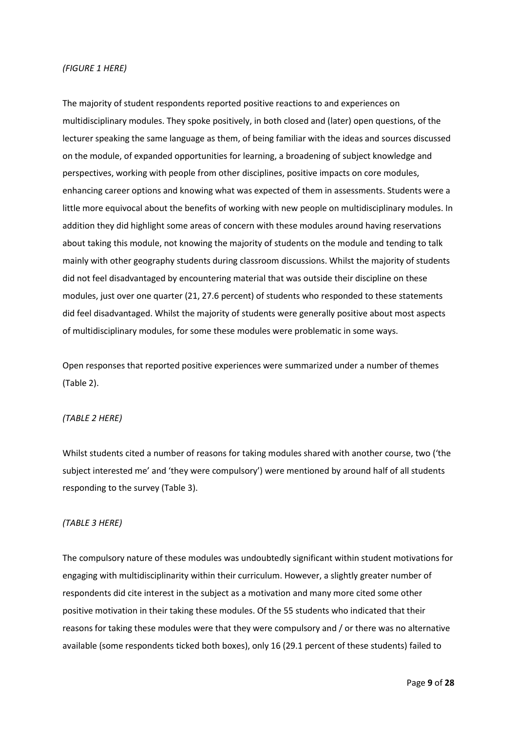*(FIGURE 1 HERE)*

The majority of student respondents reported positive reactions to and experiences on multidisciplinary modules. They spoke positively, in both closed and (later) open questions, of the lecturer speaking the same language as them, of being familiar with the ideas and sources discussed on the module, of expanded opportunities for learning, a broadening of subject knowledge and perspectives, working with people from other disciplines, positive impacts on core modules, enhancing career options and knowing what was expected of them in assessments. Students were a little more equivocal about the benefits of working with new people on multidisciplinary modules. In addition they did highlight some areas of concern with these modules around having reservations about taking this module, not knowing the majority of students on the module and tending to talk mainly with other geography students during classroom discussions. Whilst the majority of students did not feel disadvantaged by encountering material that was outside their discipline on these modules, just over one quarter (21, 27.6 percent) of students who responded to these statements did feel disadvantaged. Whilst the majority of students were generally positive about most aspects of multidisciplinary modules, for some these modules were problematic in some ways.

Open responses that reported positive experiences were summarized under a number of themes (Table 2).

*(TABLE 2 HERE)*

Whilst students cited a number of reasons for taking modules shared with another course, two ('the subject interested me' and 'they were compulsory') were mentioned by around half of all students responding to the survey (Table 3).

*(TABLE 3 HERE)*

The compulsory nature of these modules was undoubtedly significant within student motivations for engaging with multidisciplinarity within their curriculum. However, a slightly greater number of respondents did cite interest in the subject as a motivation and many more cited some other positive motivation in their taking these modules. Of the 55 students who indicated that their reasons for taking these modules were that they were compulsory and / or there was no alternative available (some respondents ticked both boxes), only 16 (29.1 percent of these students) failed to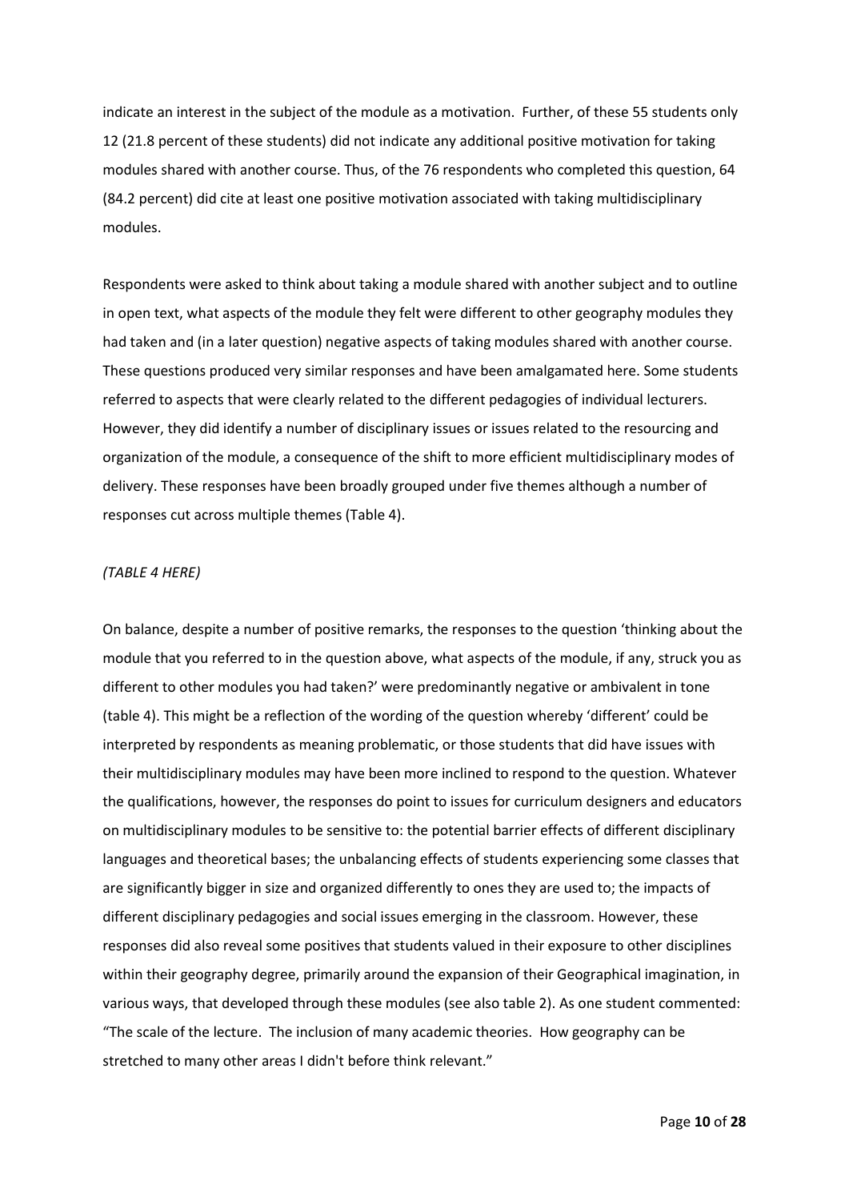indicate an interest in the subject of the module as a motivation. Further, of these 55 students only 12 (21.8 percent of these students) did not indicate any additional positive motivation for taking modules shared with another course. Thus, of the 76 respondents who completed this question, 64 (84.2 percent) did cite at least one positive motivation associated with taking multidisciplinary modules.

Respondents were asked to think about taking a module shared with another subject and to outline in open text, what aspects of the module they felt were different to other geography modules they had taken and (in a later question) negative aspects of taking modules shared with another course. These questions produced very similar responses and have been amalgamated here. Some students referred to aspects that were clearly related to the different pedagogies of individual lecturers. However, they did identify a number of disciplinary issues or issues related to the resourcing and organization of the module, a consequence of the shift to more efficient multidisciplinary modes of delivery. These responses have been broadly grouped under five themes although a number of responses cut across multiple themes (Table 4).

*(TABLE 4 HERE)*

On balance, despite a number of positive remarks, the responses to the question 'thinking about the module that you referred to in the question above, what aspects of the module, if any, struck you as different to other modules you had taken?' were predominantly negative or ambivalent in tone (table 4). This might be a reflection of the wording of the question whereby 'different' could be interpreted by respondents as meaning problematic, or those students that did have issues with their multidisciplinary modules may have been more inclined to respond to the question. Whatever the qualifications, however, the responses do point to issues for curriculum designers and educators on multidisciplinary modules to be sensitive to: the potential barrier effects of different disciplinary languages and theoretical bases; the unbalancing effects of students experiencing some classes that are significantly bigger in size and organized differently to ones they are used to; the impacts of different disciplinary pedagogies and social issues emerging in the classroom. However, these responses did also reveal some positives that students valued in their exposure to other disciplines within their geography degree, primarily around the expansion of their Geographical imagination, in various ways, that developed through these modules (see also table 2). As one student commented: "The scale of the lecture. The inclusion of many academic theories. How geography can be stretched to many other areas I didn't before think relevant."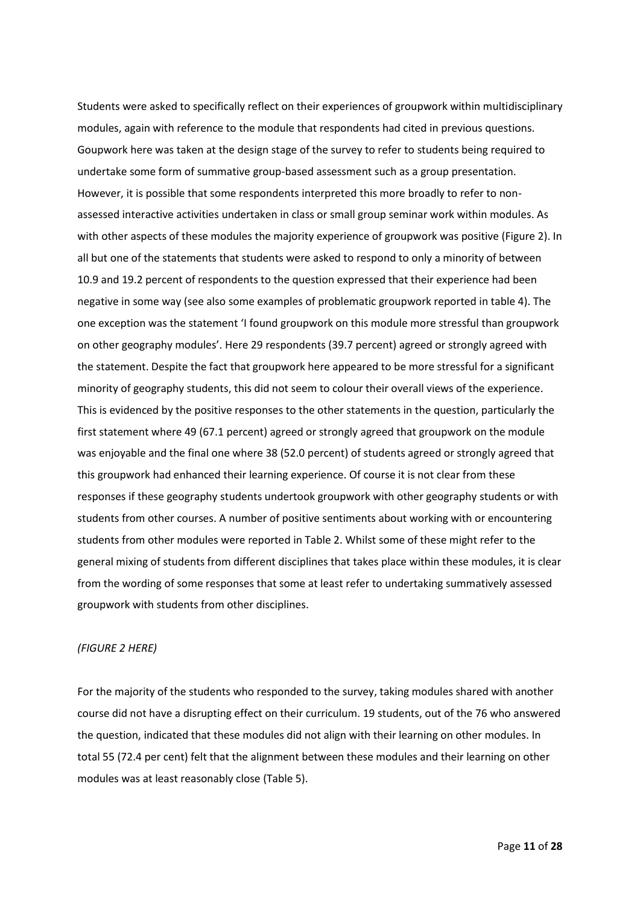Students were asked to specifically reflect on their experiences of groupwork within multidisciplinary modules, again with reference to the module that respondents had cited in previous questions. Goupwork here was taken at the design stage of the survey to refer to students being required to undertake some form of summative group-based assessment such as a group presentation. However, it is possible that some respondents interpreted this more broadly to refer to non-assessed interactive activities undertaken in class or small group seminar work within modules. As with other aspects of these modules the majority experience of groupwork was positive (Figure 2). In all but one of the statements that students were asked to respond to only a minority of between 10.9 and 19.2 percent of respondents to the question expressed that their experience had been negative in some way (see also some examples of problematic groupwork reported in table 4). The one exception was the statement 'I found groupwork on this module more stressful than groupwork on other geography modules'. Here 29 respondents (39.7 percent) agreed or strongly agreed with the statement. Despite the fact that groupwork here appeared to be more stressful for a significant minority of geography students, this did not seem to colour their overall views of the experience. This is evidenced by the positive responses to the other statements in the question, particularly the first statement where 49 (67.1 percent) agreed or strongly agreed that groupwork on the module was enjoyable and the final one where 38 (52.0 percent) of students agreed or strongly agreed that this groupwork had enhanced their learning experience. Of course it is not clear from these responses if these geography students undertook groupwork with other geography students or with students from other courses. A number of positive sentiments about working with or encountering students from other modules were reported in Table 2. Whilst some of these might refer to the general mixing of students from different disciplines that takes place within these modules, it is clear from the wording of some responses that some at least refer to undertaking summatively assessed groupwork with students from other disciplines.

*(FIGURE 2 HERE)*

For the majority of the students who responded to the survey, taking modules shared with another course did not have a disrupting effect on their curriculum. 19 students, out of the 76 who answered the question, indicated that these modules did not align with their learning on other modules. In total 55 (72.4 per cent) felt that the alignment between these modules and their learning on other modules was at least reasonably close (Table 5).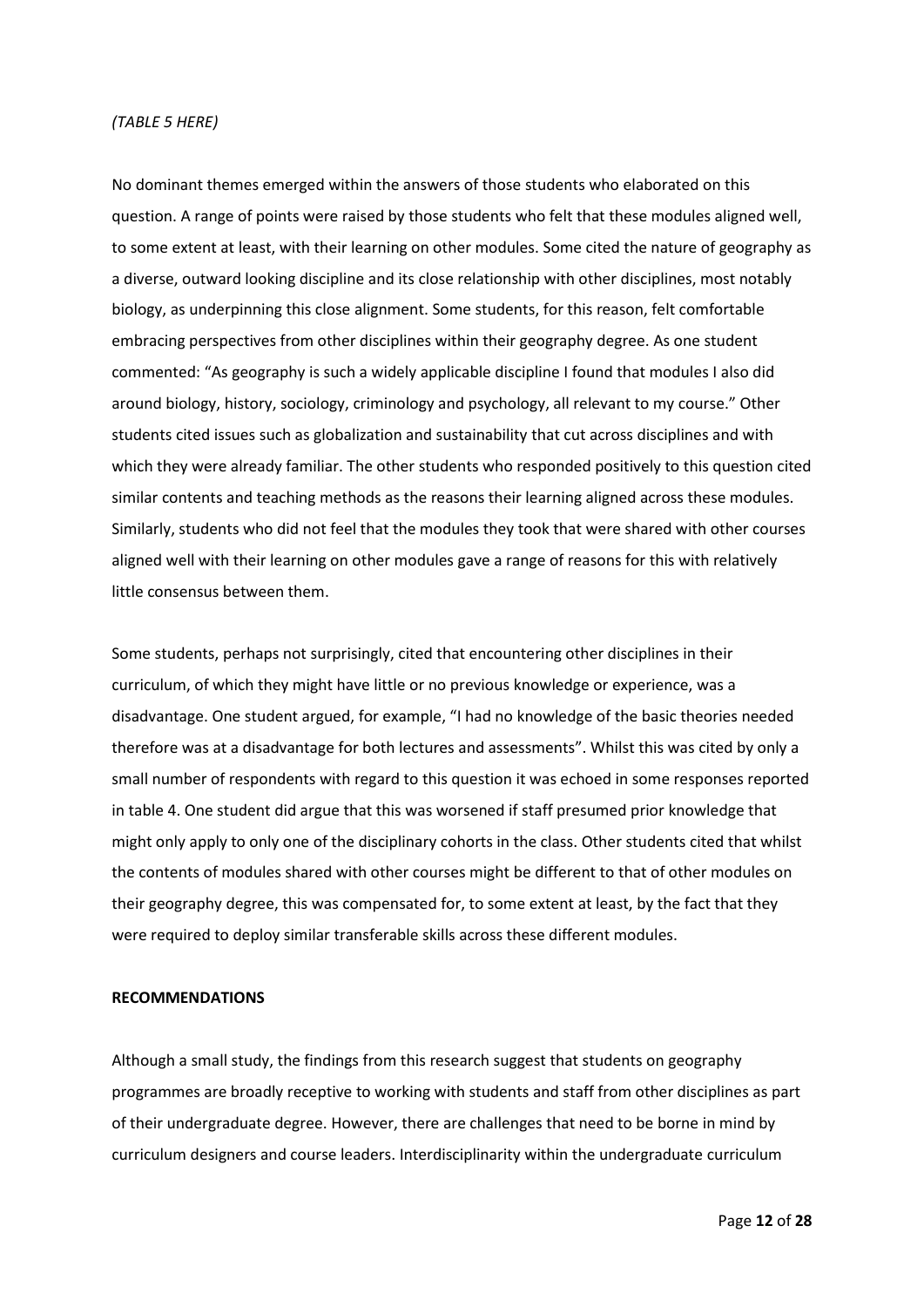*(TABLE 5 HERE)*

No dominant themes emerged within the answers of those students who elaborated on this question. A range of points were raised by those students who felt that these modules aligned well, to some extent at least, with their learning on other modules. Some cited the nature of geography as a diverse, outward looking discipline and its close relationship with other disciplines, most notably biology, as underpinning this close alignment. Some students, for this reason, felt comfortable embracing perspectives from other disciplines within their geography degree. As one student commented: "As geography is such a widely applicable discipline I found that modules I also did around biology, history, sociology, criminology and psychology, all relevant to my course." Other students cited issues such as globalization and sustainability that cut across disciplines and with which they were already familiar. The other students who responded positively to this question cited similar contents and teaching methods as the reasons their learning aligned across these modules. Similarly, students who did not feel that the modules they took that were shared with other courses aligned well with their learning on other modules gave a range of reasons for this with relatively little consensus between them.

Some students, perhaps not surprisingly, cited that encountering other disciplines in their curriculum, of which they might have little or no previous knowledge or experience, was a disadvantage. One student argued, for example, "I had no knowledge of the basic theories needed therefore was at a disadvantage for both lectures and assessments". Whilst this was cited by only a small number of respondents with regard to this question it was echoed in some responses reported in table 4. One student did argue that this was worsened if staff presumed prior knowledge that might only apply to only one of the disciplinary cohorts in the class. Other students cited that whilst the contents of modules shared with other courses might be different to that of other modules on their geography degree, this was compensated for, to some extent at least, by the fact that they were required to deploy similar transferable skills across these different modules.

**RECOMMENDATIONS**

Although a small study, the findings from this research suggest that students on geography programmes are broadly receptive to working with students and staff from other disciplines as part of their undergraduate degree. However, there are challenges that need to be borne in mind by curriculum designers and course leaders. Interdisciplinarity within the undergraduate curriculum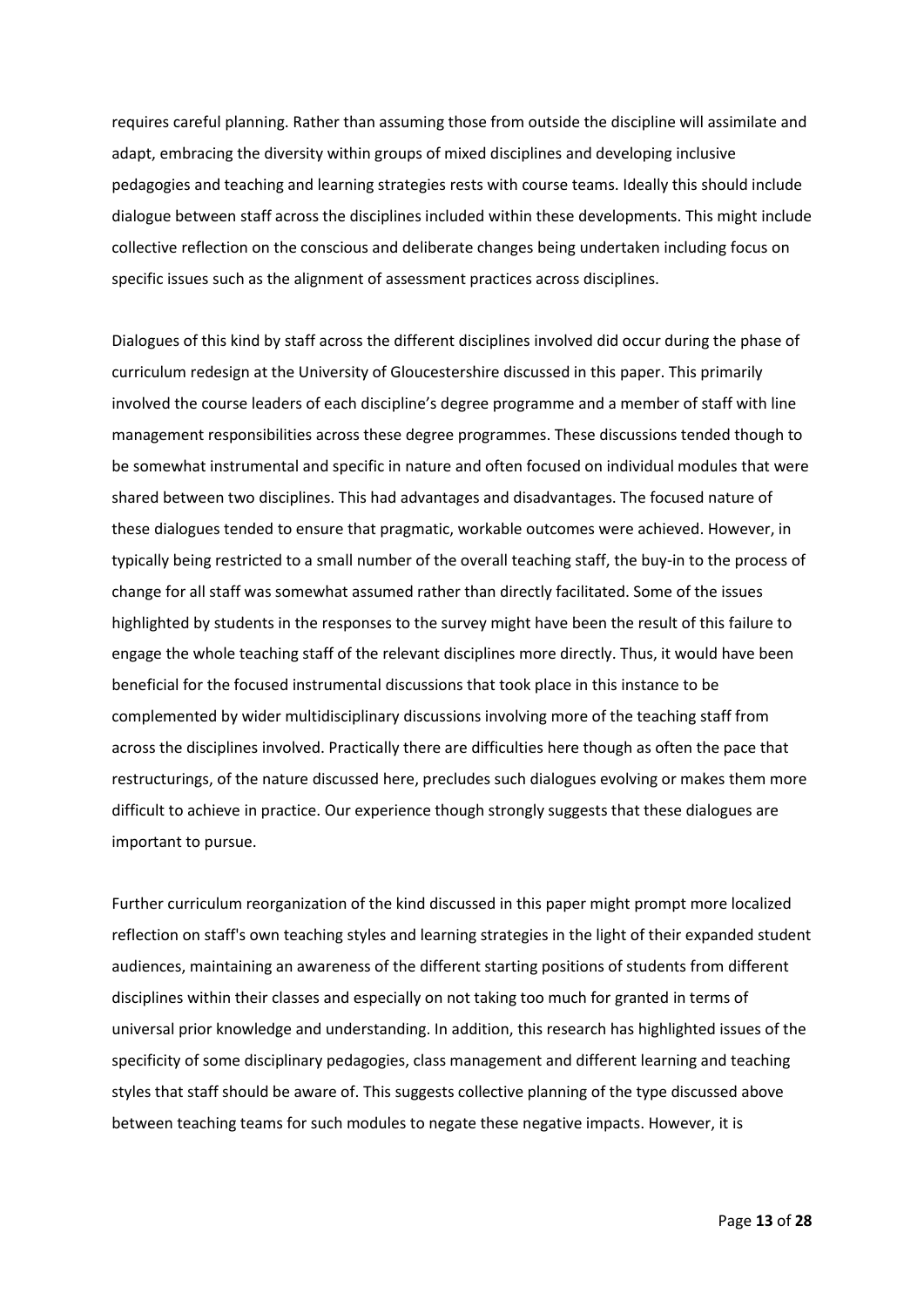requires careful planning. Rather than assuming those from outside the discipline will assimilate and adapt, embracing the diversity within groups of mixed disciplines and developing inclusive pedagogies and teaching and learning strategies rests with course teams. Ideally this should include dialogue between staff across the disciplines included within these developments. This might include collective reflection on the conscious and deliberate changes being undertaken including focus on specific issues such as the alignment of assessment practices across disciplines.

Dialogues of this kind by staff across the different disciplines involved did occur during the phase of curriculum redesign at the University of Gloucestershire discussed in this paper. This primarily involved the course leaders of each discipline's degree programme and a member of staff with line management responsibilities across these degree programmes. These discussions tended though to be somewhat instrumental and specific in nature and often focused on individual modules that were shared between two disciplines. This had advantages and disadvantages. The focused nature of these dialogues tended to ensure that pragmatic, workable outcomes were achieved. However, in typically being restricted to a small number of the overall teaching staff, the buy-in to the process of change for all staff was somewhat assumed rather than directly facilitated. Some of the issues highlighted by students in the responses to the survey might have been the result of this failure to engage the whole teaching staff of the relevant disciplines more directly. Thus, it would have been beneficial for the focused instrumental discussions that took place in this instance to be complemented by wider multidisciplinary discussions involving more of the teaching staff from across the disciplines involved. Practically there are difficulties here though as often the pace that restructurings, of the nature discussed here, precludes such dialogues evolving or makes them more difficult to achieve in practice. Our experience though strongly suggests that these dialogues are important to pursue.

Further curriculum reorganization of the kind discussed in this paper might prompt more localized reflection on staff's own teaching styles and learning strategies in the light of their expanded student audiences, maintaining an awareness of the different starting positions of students from different disciplines within their classes and especially on not taking too much for granted in terms of universal prior knowledge and understanding. In addition, this research has highlighted issues of the specificity of some disciplinary pedagogies, class management and different learning and teaching styles that staff should be aware of. This suggests collective planning of the type discussed above between teaching teams for such modules to negate these negative impacts. However, it is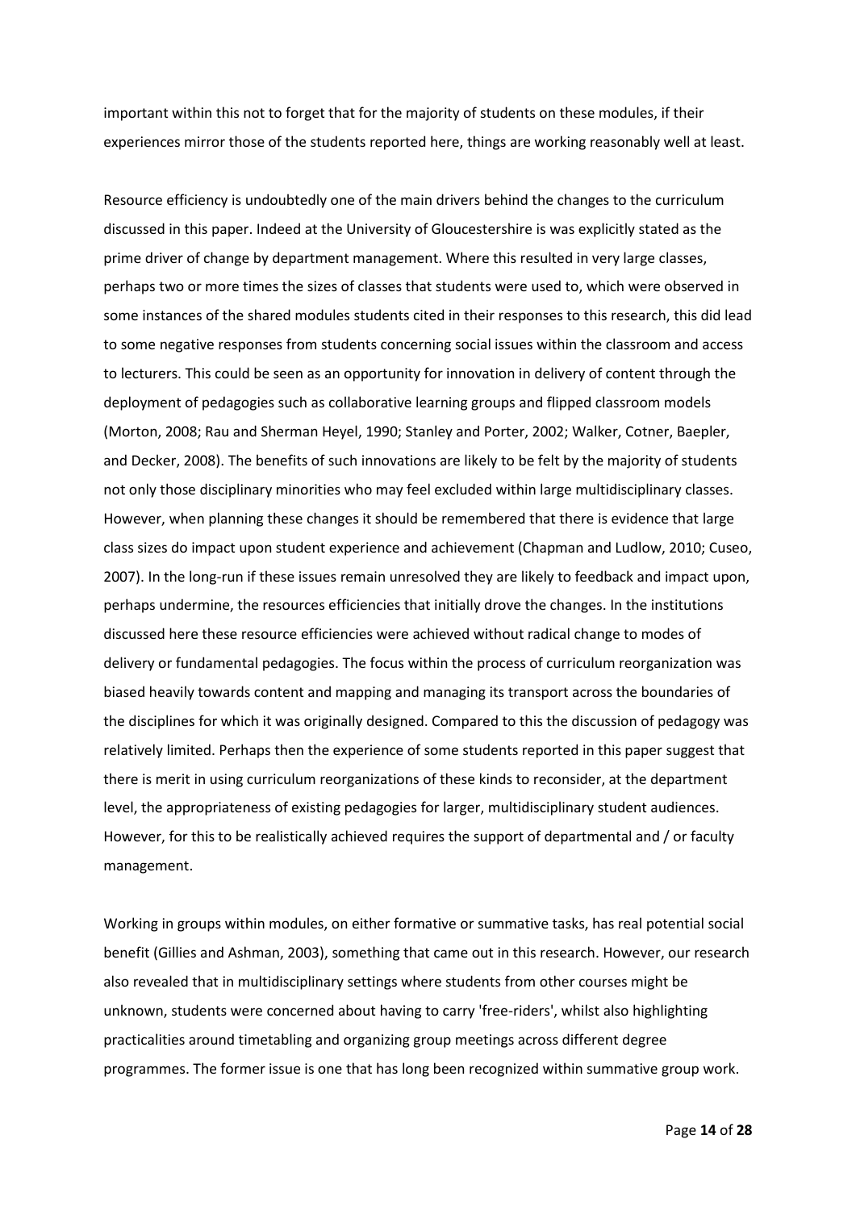important within this not to forget that for the majority of students on these modules, if their experiences mirror those of the students reported here, things are working reasonably well at least.

Resource efficiency is undoubtedly one of the main drivers behind the changes to the curriculum discussed in this paper. Indeed at the University of Gloucestershire is was explicitly stated as the prime driver of change by department management. Where this resulted in very large classes, perhaps two or more times the sizes of classes that students were used to, which were observed in some instances of the shared modules students cited in their responses to this research, this did lead to some negative responses from students concerning social issues within the classroom and access to lecturers. This could be seen as an opportunity for innovation in delivery of content through the deployment of pedagogies such as collaborative learning groups and flipped classroom models (Morton, 2008; Rau and Sherman Heyel, 1990; Stanley and Porter, 2002; Walker, Cotner, Baepler, and Decker, 2008). The benefits of such innovations are likely to be felt by the majority of students not only those disciplinary minorities who may feel excluded within large multidisciplinary classes. However, when planning these changes it should be remembered that there is evidence that large class sizes do impact upon student experience and achievement (Chapman and Ludlow, 2010; Cuseo, 2007). In the long-run if these issues remain unresolved they are likely to feedback and impact upon, perhaps undermine, the resources efficiencies that initially drove the changes. In the institutions discussed here these resource efficiencies were achieved without radical change to modes of delivery or fundamental pedagogies. The focus within the process of curriculum reorganization was biased heavily towards content and mapping and managing its transport across the boundaries of the disciplines for which it was originally designed. Compared to this the discussion of pedagogy was relatively limited. Perhaps then the experience of some students reported in this paper suggest that there is merit in using curriculum reorganizations of these kinds to reconsider, at the department level, the appropriateness of existing pedagogies for larger, multidisciplinary student audiences. However, for this to be realistically achieved requires the support of departmental and / or faculty management.

Working in groups within modules, on either formative or summative tasks, has real potential social benefit (Gillies and Ashman, 2003), something that came out in this research. However, our research also revealed that in multidisciplinary settings where students from other courses might be unknown, students were concerned about having to carry 'free-riders', whilst also highlighting practicalities around timetabling and organizing group meetings across different degree programmes. The former issue is one that has long been recognized within summative group work.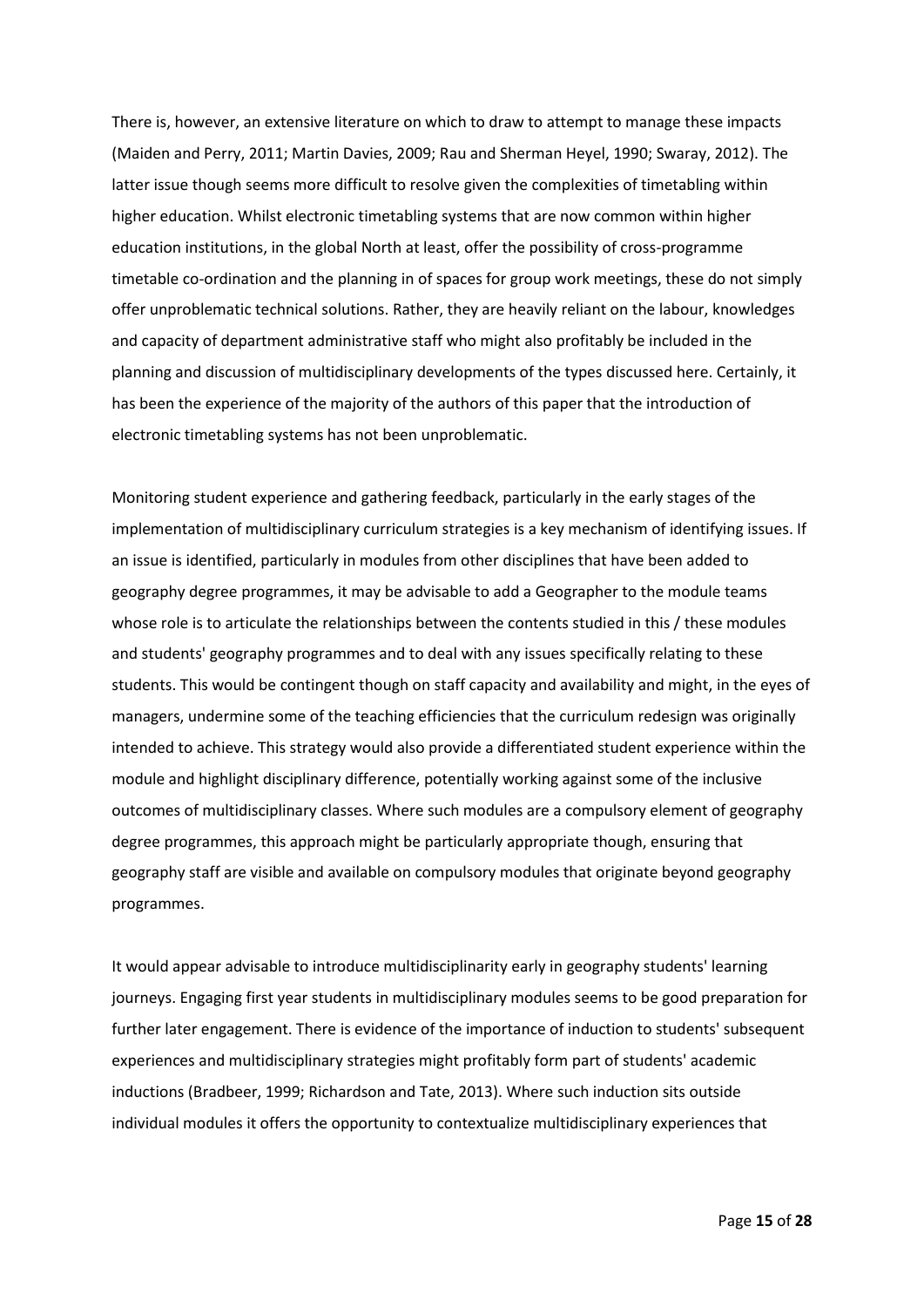There is, however, an extensive literature on which to draw to attempt to manage these impacts (Maiden and Perry, 2011; Martin Davies, 2009; Rau and Sherman Heyel, 1990; Swaray, 2012). The latter issue though seems more difficult to resolve given the complexities of timetabling within higher education. Whilst electronic timetabling systems that are now common within higher education institutions, in the global North at least, offer the possibility of cross-programme timetable co-ordination and the planning in of spaces for group work meetings, these do not simply offer unproblematic technical solutions. Rather, they are heavily reliant on the labour, knowledges and capacity of department administrative staff who might also profitably be included in the planning and discussion of multidisciplinary developments of the types discussed here. Certainly, it has been the experience of the majority of the authors of this paper that the introduction of electronic timetabling systems has not been unproblematic.

Monitoring student experience and gathering feedback, particularly in the early stages of the implementation of multidisciplinary curriculum strategies is a key mechanism of identifying issues. If an issue is identified, particularly in modules from other disciplines that have been added to geography degree programmes, it may be advisable to add a Geographer to the module teams whose role is to articulate the relationships between the contents studied in this / these modules and students' geography programmes and to deal with any issues specifically relating to these students. This would be contingent though on staff capacity and availability and might, in the eyes of managers, undermine some of the teaching efficiencies that the curriculum redesign was originally intended to achieve. This strategy would also provide a differentiated student experience within the module and highlight disciplinary difference, potentially working against some of the inclusive outcomes of multidisciplinary classes. Where such modules are a compulsory element of geography degree programmes, this approach might be particularly appropriate though, ensuring that geography staff are visible and available on compulsory modules that originate beyond geography programmes.

It would appear advisable to introduce multidisciplinarity early in geography students' learning journeys. Engaging first year students in multidisciplinary modules seems to be good preparation for further later engagement. There is evidence of the importance of induction to students' subsequent experiences and multidisciplinary strategies might profitably form part of students' academic inductions (Bradbeer, 1999; Richardson and Tate, 2013). Where such induction sits outside individual modules it offers the opportunity to contextualize multidisciplinary experiences that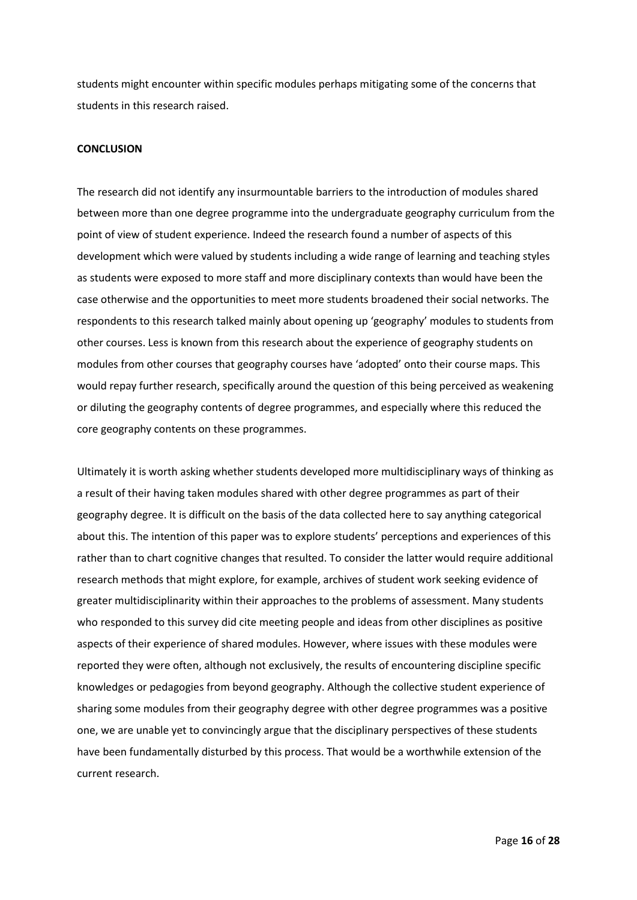students might encounter within specific modules perhaps mitigating some of the concerns that students in this research raised.

## CONCLUSION

The research did not identify any insurmountable barriers to the introduction of modules shared between more than one degree programme into the undergraduate geography curriculum from the point of view of student experience. Indeed the research found a number of aspects of this development which were valued by students including a wide range of learning and teaching styles as students were exposed to more staff and more disciplinary contexts than would have been the case otherwise and the opportunities to meet more students broadened their social networks. The respondents to this research talked mainly about opening up 'geography' modules to students from other courses. Less is known from this research about the experience of geography students on modules from other courses that geography courses have 'adopted' onto their course maps. This would repay further research, specifically around the question of this being perceived as weakening or diluting the geography contents of degree programmes, and especially where this reduced the core geography contents on these programmes.

Ultimately it is worth asking whether students developed more multidisciplinary ways of thinking as a result of their having taken modules shared with other degree programmes as part of their geography degree. It is difficult on the basis of the data collected here to say anything categorical about this. The intention of this paper was to explore students' perceptions and experiences of this rather than to chart cognitive changes that resulted. To consider the latter would require additional research methods that might explore, for example, archives of student work seeking evidence of greater multidisciplinarity within their approaches to the problems of assessment. Many students who responded to this survey did cite meeting people and ideas from other disciplines as positive aspects of their experience of shared modules. However, where issues with these modules were reported they were often, although not exclusively, the results of encountering discipline specific knowledges or pedagogies from beyond geography. Although the collective student experience of sharing some modules from their geography degree with other degree programmes was a positive one, we are unable yet to convincingly argue that the disciplinary perspectives of these students have been fundamentally disturbed by this process. That would be a worthwhile extension of the current research.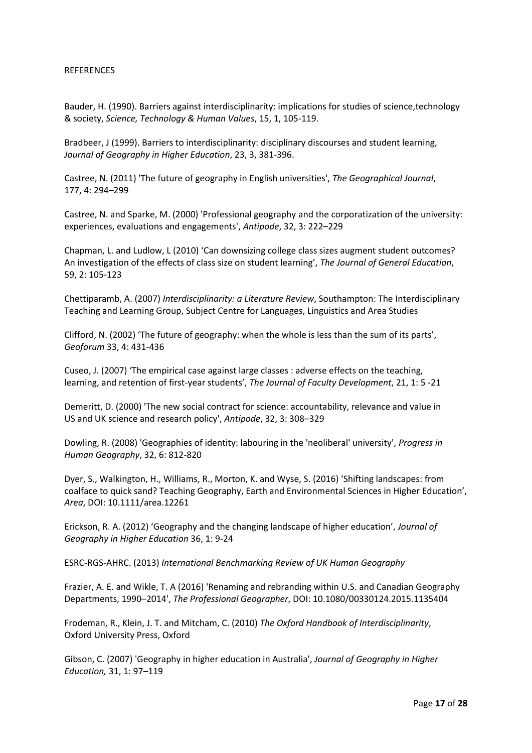REFERENCES

Bauder, H. (1990). Barriers against interdisciplinarity: implications for studies of science,technology & society, *Science, Technology & Human Values*, 15, 1, 105-119.

Bradbeer, J (1999). Barriers to interdisciplinarity: disciplinary discourses and student learning, *Journal of Geography in Higher Education*, 23, 3, 381-396.

Castree, N. (2011) 'The future of geography in English universities', *The Geographical Journal*, 177, 4: 294–299

Castree, N. and Sparke, M. (2000) 'Professional geography and the corporatization of the university: experiences, evaluations and engagements', *Antipode*, 32, 3: 222–229

Chapman, L. and Ludlow, L (2010) 'Can downsizing college class sizes augment student outcomes? An investigation of the effects of class size on student learning', *The Journal of General Education*, 59, 2: 105-123

Chettiparamb, A. (2007) *Interdisciplinarity: a Literature Review*, Southampton: The Interdisciplinary Teaching and Learning Group, Subject Centre for Languages, Linguistics and Area Studies

Clifford, N. (2002) 'The future of geography: when the whole is less than the sum of its parts', *Geoforum* 33, 4: 431-436

Cuseo, J. (2007) 'The empirical case against large classes : adverse effects on the teaching, learning, and retention of first-year students', *The Journal of Faculty Development*, 21, 1: 5 -21

Demeritt, D. (2000) 'The new social contract for science: accountability, relevance and value in US and UK science and research policy', *Antipode*, 32, 3: 308–329

Dowling, R. (2008) 'Geographies of identity: labouring in the 'neoliberal' university', *Progress in Human Geography*, 32, 6: 812-820

Dyer, S., Walkington, H., Williams, R., Morton, K. and Wyse, S. (2016) 'Shifting landscapes: from coalface to quick sand? Teaching Geography, Earth and Environmental Sciences in Higher Education', *Area*, DOI: 10.1111/area.12261

Erickson, R. A. (2012) 'Geography and the changing landscape of higher education', *Journal of Geography in Higher Education* 36, 1: 9-24

ESRC-RGS-AHRC. (2013) *International Benchmarking Review of UK Human Geography*

Frazier, A. E. and Wikle, T. A (2016) 'Renaming and rebranding within U.S. and Canadian Geography Departments, 1990–2014', *The Professional Geographer*, DOI: 10.1080/00330124.2015.1135404

Frodeman, R., Klein, J. T. and Mitcham, C. (2010) *The Oxford Handbook of Interdisciplinarity*, Oxford University Press, Oxford

Gibson, C. (2007) 'Geography in higher education in Australia', *Journal of Geography in Higher Education,* 31, 1: 97–119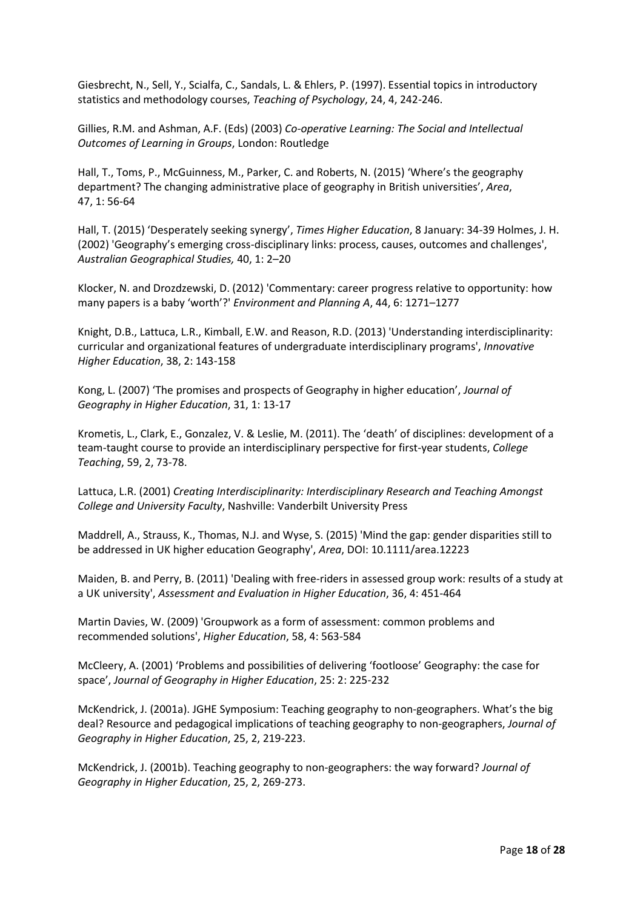Giesbrecht, N., Sell, Y., Scialfa, C., Sandals, L. & Ehlers, P. (1997). Essential topics in introductory statistics and methodology courses, *Teaching of Psychology*, 24, 4, 242-246.

Gillies, R.M. and Ashman, A.F. (Eds) (2003) *Co-operative Learning: The Social and Intellectual Outcomes of Learning in Groups*, London: Routledge

Hall, T., Toms, P., McGuinness, M., Parker, C. and Roberts, N. (2015) 'Where's the geography department? The changing administrative place of geography in British universities', *Area*, 47, 1: 56-64

Hall, T. (2015) 'Desperately seeking synergy', *Times Higher Education*, 8 January: 34-39 Holmes, J. H. (2002) 'Geography's emerging cross-disciplinary links: process, causes, outcomes and challenges', *Australian Geographical Studies,* 40, 1: 2–20

Klocker, N. and Drozdzewski, D. (2012) 'Commentary: career progress relative to opportunity: how many papers is a baby 'worth'?' *Environment and Planning A*, 44, 6: 1271–1277

Knight, D.B., Lattuca, L.R., Kimball, E.W. and Reason, R.D. (2013) 'Understanding interdisciplinarity: curricular and organizational features of undergraduate interdisciplinary programs', *Innovative Higher Education*, 38, 2: 143-158

Kong, L. (2007) 'The promises and prospects of Geography in higher education', *Journal of Geography in Higher Education*, 31, 1: 13-17

Krometis, L., Clark, E., Gonzalez, V. & Leslie, M. (2011). The 'death' of disciplines: development of a team-taught course to provide an interdisciplinary perspective for first-year students, *College Teaching*, 59, 2, 73-78.

Lattuca, L.R. (2001) *Creating Interdisciplinarity: Interdisciplinary Research and Teaching Amongst College and University Faculty*, Nashville: Vanderbilt University Press

Maddrell, A., Strauss, K., Thomas, N.J. and Wyse, S. (2015) 'Mind the gap: gender disparities still to be addressed in UK higher education Geography', *Area*, DOI: 10.1111/area.12223

Maiden, B. and Perry, B. (2011) 'Dealing with free-riders in assessed group work: results of a study at a UK university', *Assessment and Evaluation in Higher Education*, 36, 4: 451-464

Martin Davies, W. (2009) 'Groupwork as a form of assessment: common problems and recommended solutions', *Higher Education*, 58, 4: 563-584

McCleery, A. (2001) 'Problems and possibilities of delivering 'footloose' Geography: the case for space', *Journal of Geography in Higher Education*, 25: 2: 225-232

McKendrick, J. (2001a). JGHE Symposium: Teaching geography to non-geographers. What's the big deal? Resource and pedagogical implications of teaching geography to non-geographers, *Journal of Geography in Higher Education*, 25, 2, 219-223.

McKendrick, J. (2001b). Teaching geography to non-geographers: the way forward? *Journal of Geography in Higher Education*, 25, 2, 269-273.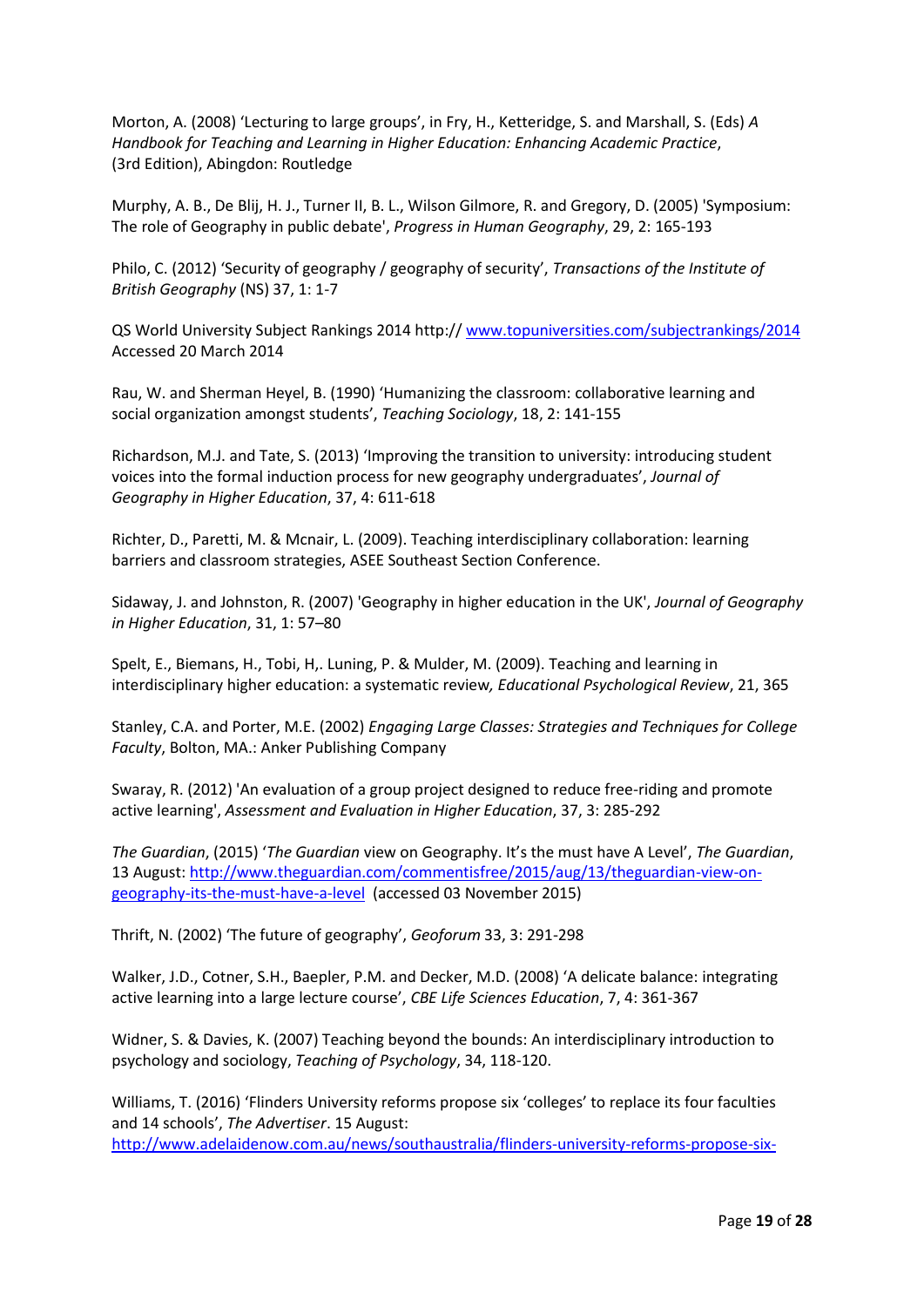Morton, A. (2008) 'Lecturing to large groups', in Fry, H., Ketteridge, S. and Marshall, S. (Eds) *A Handbook for Teaching and Learning in Higher Education: Enhancing Academic Practice*, (3rd Edition), Abingdon: Routledge

Murphy, A. B., De Blij, H. J., Turner II, B. L., Wilson Gilmore, R. and Gregory, D. (2005) 'Symposium: The role of Geography in public debate', *Progress in Human Geography*, 29, 2: 165-193

Philo, C. (2012) 'Security of geography / geography of security', *Transactions of the Institute of British Geography* (NS) 37, 1: 1-7

QS World University Subject Rankings 2014 http:// [www.topuniversities.com/subjectrankings/2014](www.topuniversities.com/subjectrankings/2014) Accessed 20 March 2014

Rau, W. and Sherman Heyel, B. (1990) 'Humanizing the classroom: collaborative learning and social organization amongst students', *Teaching Sociology*, 18, 2: 141-155

Richardson, M.J. and Tate, S. (2013) 'Improving the transition to university: introducing student voices into the formal induction process for new geography undergraduates', *Journal of Geography in Higher Education*, 37, 4: 611-618

Richter, D., Paretti, M. & Mcnair, L. (2009). Teaching interdisciplinary collaboration: learning barriers and classroom strategies, ASEE Southeast Section Conference.

Sidaway, J. and Johnston, R. (2007) 'Geography in higher education in the UK', *Journal of Geography in Higher Education*, 31, 1: 57–80

Spelt, E., Biemans, H., Tobi, H,. Luning, P. & Mulder, M. (2009). Teaching and learning in interdisciplinary higher education: a systematic review*, Educational Psychological Review*, 21, 365

Stanley, C.A. and Porter, M.E. (2002) *Engaging Large Classes: Strategies and Techniques for College Faculty*, Bolton, MA.: Anker Publishing Company

Swaray, R. (2012) 'An evaluation of a group project designed to reduce free-riding and promote active learning', *Assessment and Evaluation in Higher Education*, 37, 3: 285-292

*The Guardian*, (2015) '*The Guardian* view on Geography. It's the must have A Level', *The Guardian*, 13 August: [http://www.theguardian.com/commentisfree/2015/aug/13/theguardian-view-on-geography-its-the-must-have-a-level](http://www.theguardian.com/commentisfree/2015/aug/13/theguardian-view-on-geography-its-the-must-have-a-level) (accessed 03 November 2015)

Thrift, N. (2002) 'The future of geography', *Geoforum* 33, 3: 291-298

Walker, J.D., Cotner, S.H., Baepler, P.M. and Decker, M.D. (2008) 'A delicate balance: integrating active learning into a large lecture course', *CBE Life Sciences Education*, 7, 4: 361-367

Widner, S. & Davies, K. (2007) Teaching beyond the bounds: An interdisciplinary introduction to psychology and sociology, *Teaching of Psychology*, 34, 118-120.

Williams, T. (2016) 'Flinders University reforms propose six 'colleges' to replace its four faculties and 14 schools', *The Advertiser*. 15 August: http://www.adelaidenow.com.au/news/southaustralia/flinders-university-reforms-propose-six-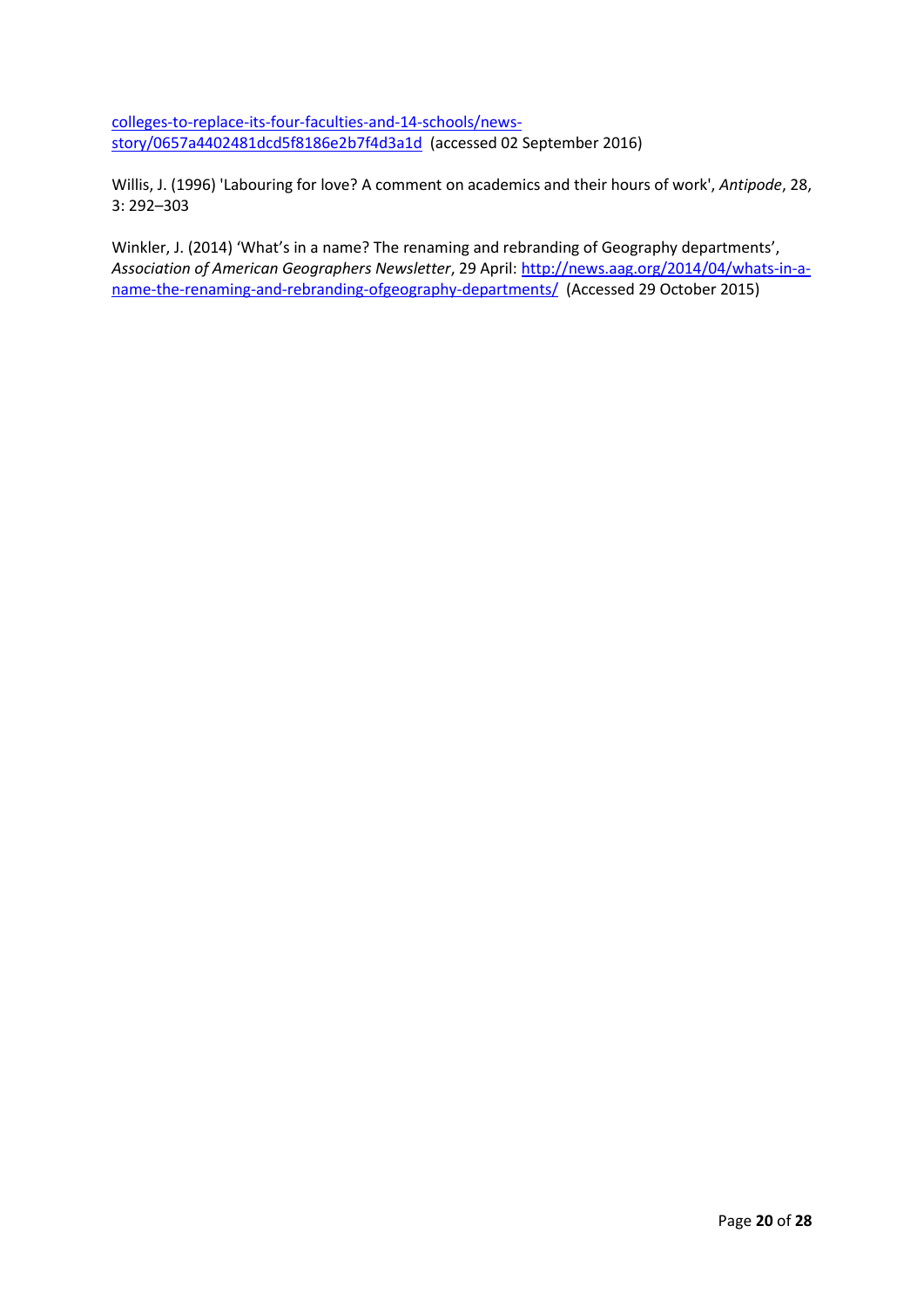colleges-to-replace-its-four-faculties-and-14-schools/news-story/0657a4402481dcd5f8186e2b7f4d3a1d (accessed 02 September 2016)

Willis, J. (1996) 'Labouring for love? A comment on academics and their hours of work', *Antipode*, 28, 3: 292–303

Winkler, J. (2014) 'What's in a name? The renaming and rebranding of Geography departments', *Association of American Geographers Newsletter*, 29 April: http://news.aag.org/2014/04/whats-in-a-name-the-renaming-and-rebranding-ofgeography-departments/ (Accessed 29 October 2015)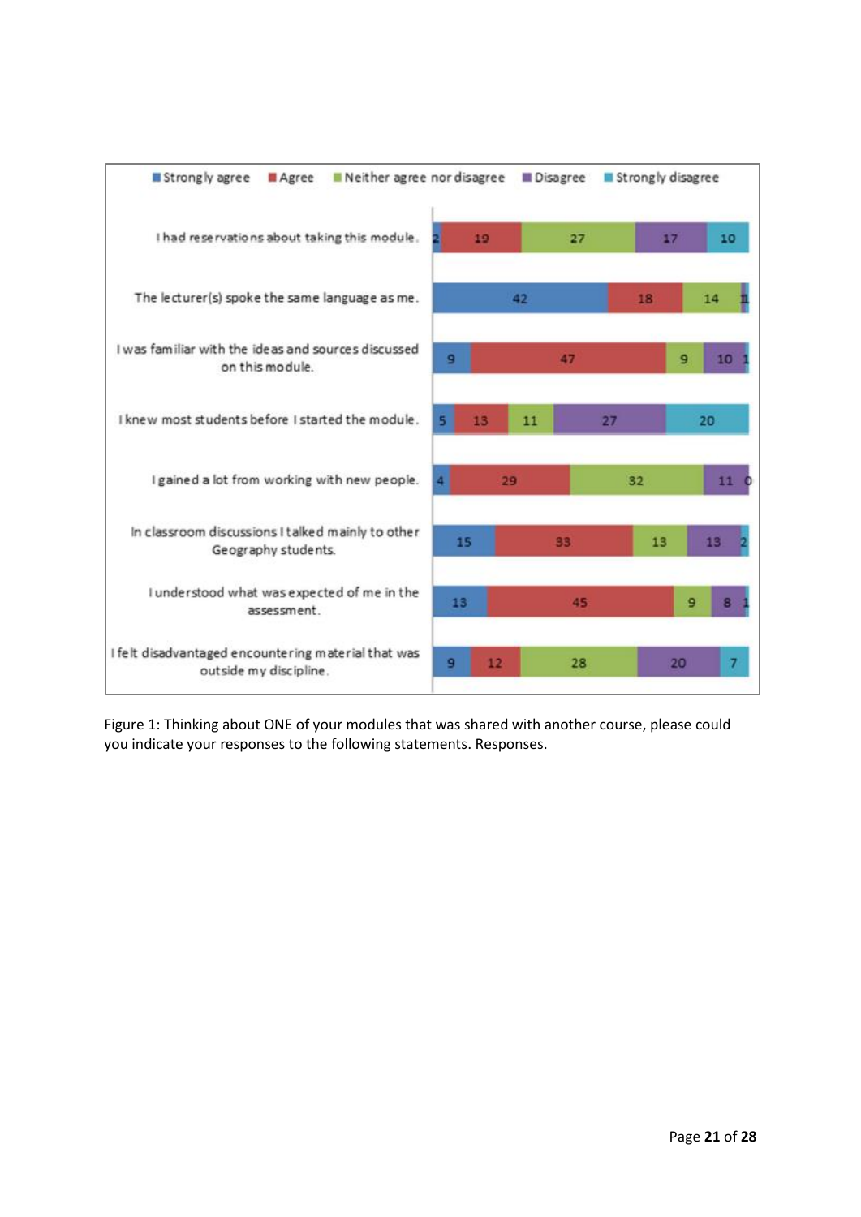| | Strongly agree | Agree | Neither agree nor disagree | Disagree | Strongly disagree |
|---|---|---|---|---|---|
| I had reservations about taking this module. | 2 | 19 | 27 | 17 | 10 |
| The lecturer(s) spoke the same language as me. | 42 | 18 | 14 | 1 | 1 |
| I was familiar with the ideas and sources discussed on this module. | 9 | 47 | 9 | 10 | 1 |
| I knew most students before I started the module. | 5 | 13 | 11 | 27 | 20 |
| I gained a lot from working with new people. | 4 | 29 | 32 | 11 | 0 |
| In classroom discussions I talked mainly to other Geography students. | 15 | 33 | 13 | 13 | 2 |
| I understood what was expected of me in the assessment. | 13 | 45 | 9 | 8 | 1 |
| I felt disadvantaged encountering material that was outside my discipline. | 9 | 12 | 28 | 20 | 7 |

Figure 1: Thinking about ONE of your modules that was shared with another course, please could you indicate your responses to the following statements. Responses.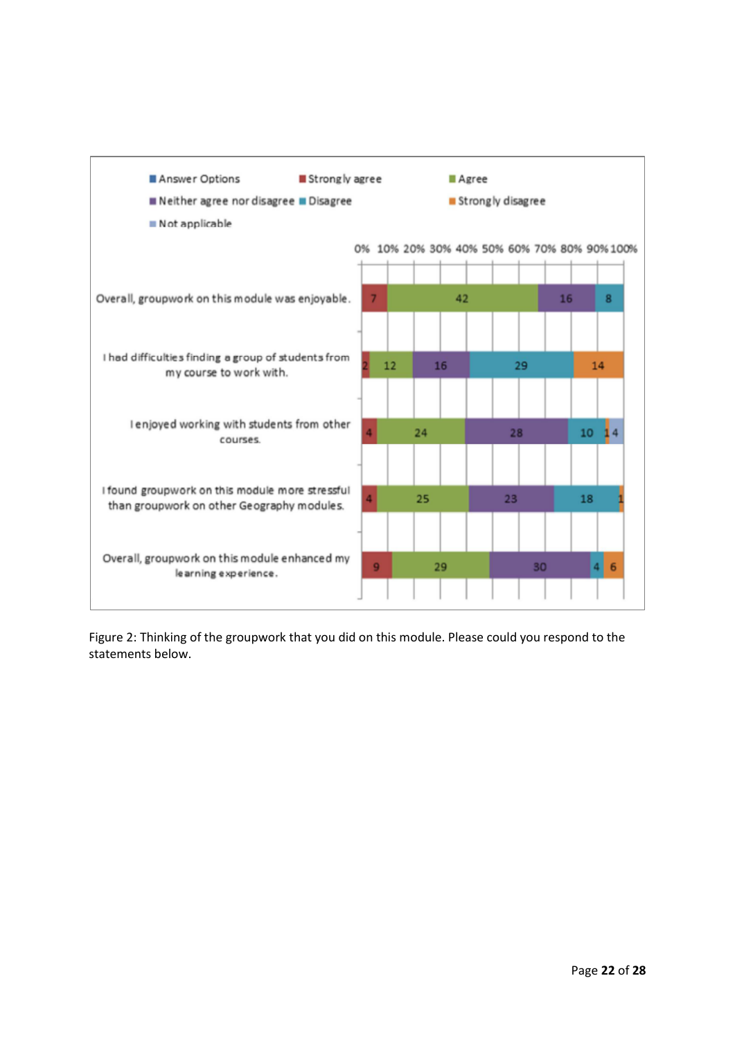| Answer Options | Strongly agree | Agree | Neither agree nor disagree | Disagree | Strongly disagree | Not applicable |
|---|---|---|---|---|---|---|
| Overall, groupwork on this module was enjoyable. | 7 | 42 | 16 | 8 | | |
| I had difficulties finding a group of students from my course to work with. | 2 | 12 | 16 | 29 | 14 | |
| I enjoyed working with students from other courses. | 4 | 24 | 28 | 10 | 1 | 4 |
| I found groupwork on this module more stressful than groupwork on other Geography modules. | 4 | 25 | 23 | 18 | 1 | |
| Overall, groupwork on this module enhanced my learning experience. | 9 | 29 | 30 | 4 | 6 | |

Figure 2: Thinking of the groupwork that you did on this module. Please could you respond to the statements below.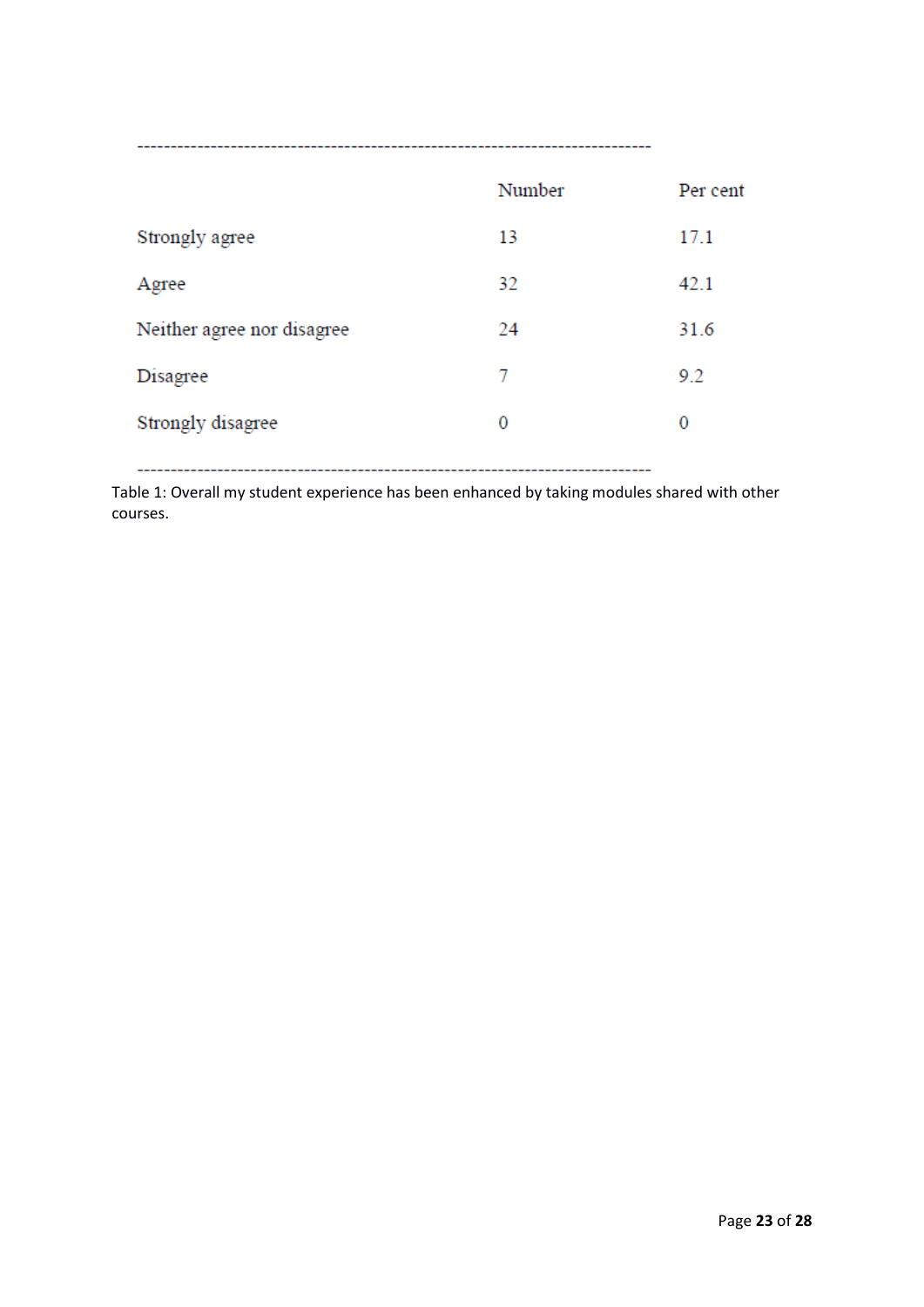| | Number | Per cent |
|---|---|---|
| Strongly agree | 13 | 17.1 |
| Agree | 32 | 42.1 |
| Neither agree nor disagree | 24 | 31.6 |
| Disagree | 7 | 9.2 |
| Strongly disagree | 0 | 0 |

Table 1: Overall my student experience has been enhanced by taking modules shared with other courses.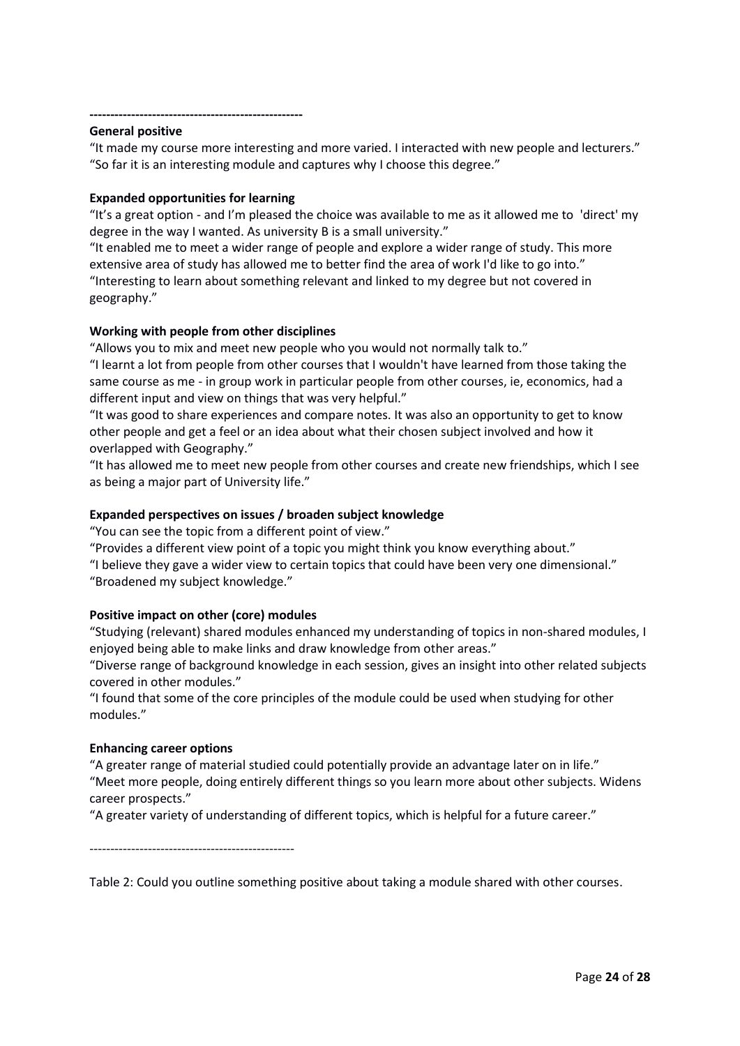---------------------------------------------------

**General positive**

"It made my course more interesting and more varied. I interacted with new people and lecturers."
"So far it is an interesting module and captures why I choose this degree."

**Expanded opportunities for learning**

"It's a great option - and I'm pleased the choice was available to me as it allowed me to 'direct' my degree in the way I wanted. As university B is a small university."
"It enabled me to meet a wider range of people and explore a wider range of study. This more extensive area of study has allowed me to better find the area of work I'd like to go into."
"Interesting to learn about something relevant and linked to my degree but not covered in geography."

**Working with people from other disciplines**

"Allows you to mix and meet new people who you would not normally talk to."
"I learnt a lot from people from other courses that I wouldn't have learned from those taking the same course as me - in group work in particular people from other courses, ie, economics, had a different input and view on things that was very helpful."
"It was good to share experiences and compare notes. It was also an opportunity to get to know other people and get a feel or an idea about what their chosen subject involved and how it overlapped with Geography."
"It has allowed me to meet new people from other courses and create new friendships, which I see as being a major part of University life."

**Expanded perspectives on issues / broaden subject knowledge**

"You can see the topic from a different point of view."
"Provides a different view point of a topic you might think you know everything about."
"I believe they gave a wider view to certain topics that could have been very one dimensional."
"Broadened my subject knowledge."

**Positive impact on other (core) modules**

"Studying (relevant) shared modules enhanced my understanding of topics in non-shared modules, I enjoyed being able to make links and draw knowledge from other areas."
"Diverse range of background knowledge in each session, gives an insight into other related subjects covered in other modules."
"I found that some of the core principles of the module could be used when studying for other modules."

**Enhancing career options**

"A greater range of material studied could potentially provide an advantage later on in life."
"Meet more people, doing entirely different things so you learn more about other subjects. Widens career prospects."
"A greater variety of understanding of different topics, which is helpful for a future career."

-------------------------------------------------

Table 2: Could you outline something positive about taking a module shared with other courses.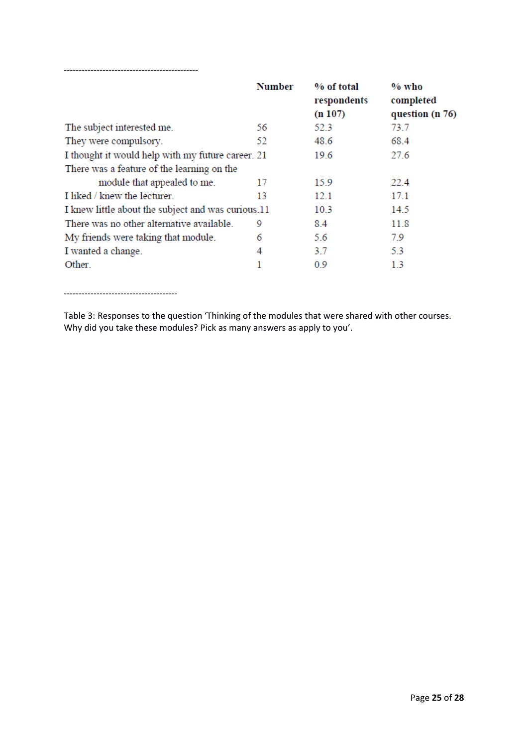| | Number | % of total respondents (n 107) | % who completed question (n 76) |
|---|---|---|---|
| The subject interested me. | 56 | 52.3 | 73.7 |
| They were compulsory. | 52 | 48.6 | 68.4 |
| I thought it would help with my future career. | 21 | 19.6 | 27.6 |
| There was a feature of the learning on the module that appealed to me. | 17 | 15.9 | 22.4 |
| I liked / knew the lecturer. | 13 | 12.1 | 17.1 |
| I knew little about the subject and was curious. | 11 | 10.3 | 14.5 |
| There was no other alternative available. | 9 | 8.4 | 11.8 |
| My friends were taking that module. | 6 | 5.6 | 7.9 |
| I wanted a change. | 4 | 3.7 | 5.3 |
| Other. | 1 | 0.9 | 1.3 |

Table 3: Responses to the question 'Thinking of the modules that were shared with other courses. Why did you take these modules? Pick as many answers as apply to you'.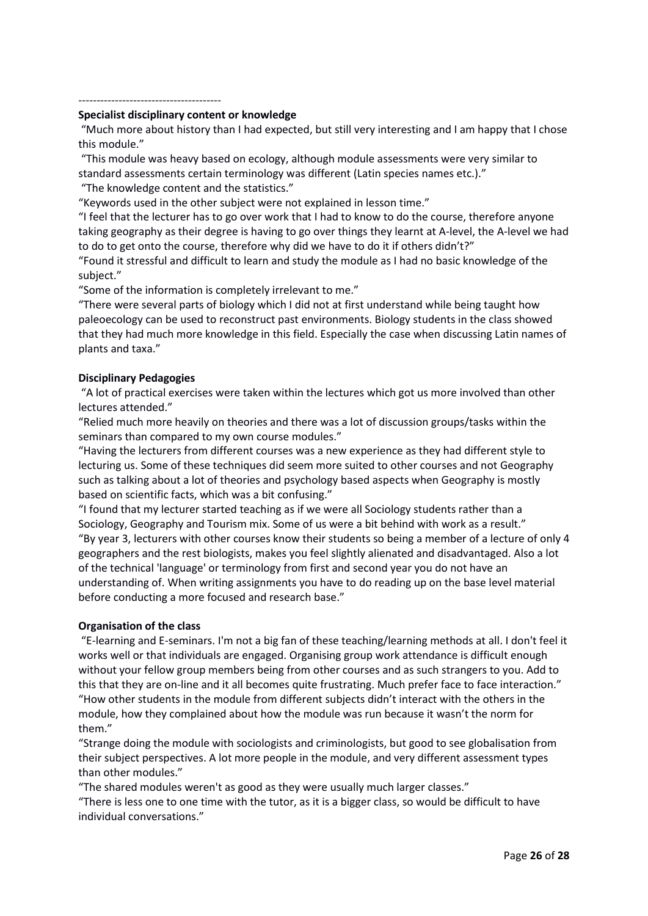---------------------------------------

**Specialist disciplinary content or knowledge**

"Much more about history than I had expected, but still very interesting and I am happy that I chose this module."

"This module was heavy based on ecology, although module assessments were very similar to standard assessments certain terminology was different (Latin species names etc.)."

"The knowledge content and the statistics."

"Keywords used in the other subject were not explained in lesson time."

"I feel that the lecturer has to go over work that I had to know to do the course, therefore anyone taking geography as their degree is having to go over things they learnt at A-level, the A-level we had to do to get onto the course, therefore why did we have to do it if others didn't?"

"Found it stressful and difficult to learn and study the module as I had no basic knowledge of the subject."

"Some of the information is completely irrelevant to me."

"There were several parts of biology which I did not at first understand while being taught how paleoecology can be used to reconstruct past environments. Biology students in the class showed that they had much more knowledge in this field. Especially the case when discussing Latin names of plants and taxa."

**Disciplinary Pedagogies**

"A lot of practical exercises were taken within the lectures which got us more involved than other lectures attended."

"Relied much more heavily on theories and there was a lot of discussion groups/tasks within the seminars than compared to my own course modules."

"Having the lecturers from different courses was a new experience as they had different style to lecturing us. Some of these techniques did seem more suited to other courses and not Geography such as talking about a lot of theories and psychology based aspects when Geography is mostly based on scientific facts, which was a bit confusing."

"I found that my lecturer started teaching as if we were all Sociology students rather than a Sociology, Geography and Tourism mix. Some of us were a bit behind with work as a result."

"By year 3, lecturers with other courses know their students so being a member of a lecture of only 4 geographers and the rest biologists, makes you feel slightly alienated and disadvantaged. Also a lot of the technical 'language' or terminology from first and second year you do not have an understanding of. When writing assignments you have to do reading up on the base level material before conducting a more focused and research base."

**Organisation of the class**

"E-learning and E-seminars. I'm not a big fan of these teaching/learning methods at all. I don't feel it works well or that individuals are engaged. Organising group work attendance is difficult enough without your fellow group members being from other courses and as such strangers to you. Add to this that they are on-line and it all becomes quite frustrating. Much prefer face to face interaction."

"How other students in the module from different subjects didn't interact with the others in the module, how they complained about how the module was run because it wasn't the norm for them."

"Strange doing the module with sociologists and criminologists, but good to see globalisation from their subject perspectives. A lot more people in the module, and very different assessment types than other modules."

"The shared modules weren't as good as they were usually much larger classes."

"There is less one to one time with the tutor, as it is a bigger class, so would be difficult to have individual conversations."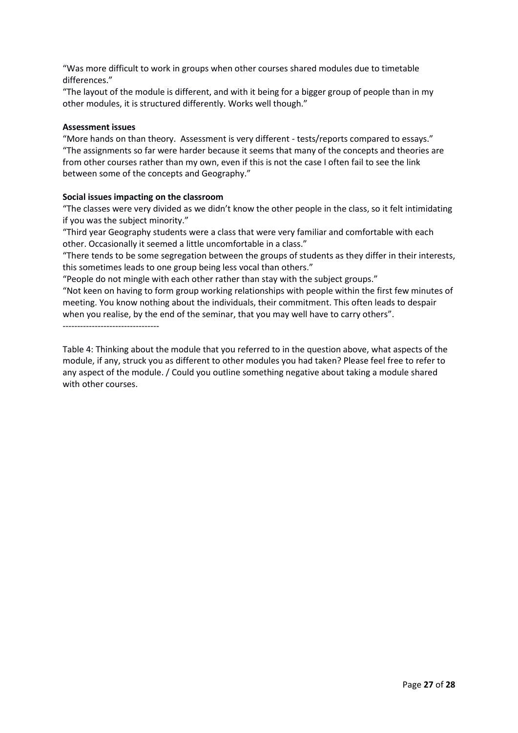"Was more difficult to work in groups when other courses shared modules due to timetable differences."

"The layout of the module is different, and with it being for a bigger group of people than in my other modules, it is structured differently. Works well though."

**Assessment issues**

"More hands on than theory. Assessment is very different - tests/reports compared to essays."

"The assignments so far were harder because it seems that many of the concepts and theories are from other courses rather than my own, even if this is not the case I often fail to see the link between some of the concepts and Geography."

**Social issues impacting on the classroom**

"The classes were very divided as we didn't know the other people in the class, so it felt intimidating if you was the subject minority."

"Third year Geography students were a class that were very familiar and comfortable with each other. Occasionally it seemed a little uncomfortable in a class."

"There tends to be some segregation between the groups of students as they differ in their interests, this sometimes leads to one group being less vocal than others."

"People do not mingle with each other rather than stay with the subject groups."

"Not keen on having to form group working relationships with people within the first few minutes of meeting. You know nothing about the individuals, their commitment. This often leads to despair when you realise, by the end of the seminar, that you may well have to carry others".

---------------------------------

Table 4: Thinking about the module that you referred to in the question above, what aspects of the module, if any, struck you as different to other modules you had taken? Please feel free to refer to any aspect of the module. / Could you outline something negative about taking a module shared with other courses.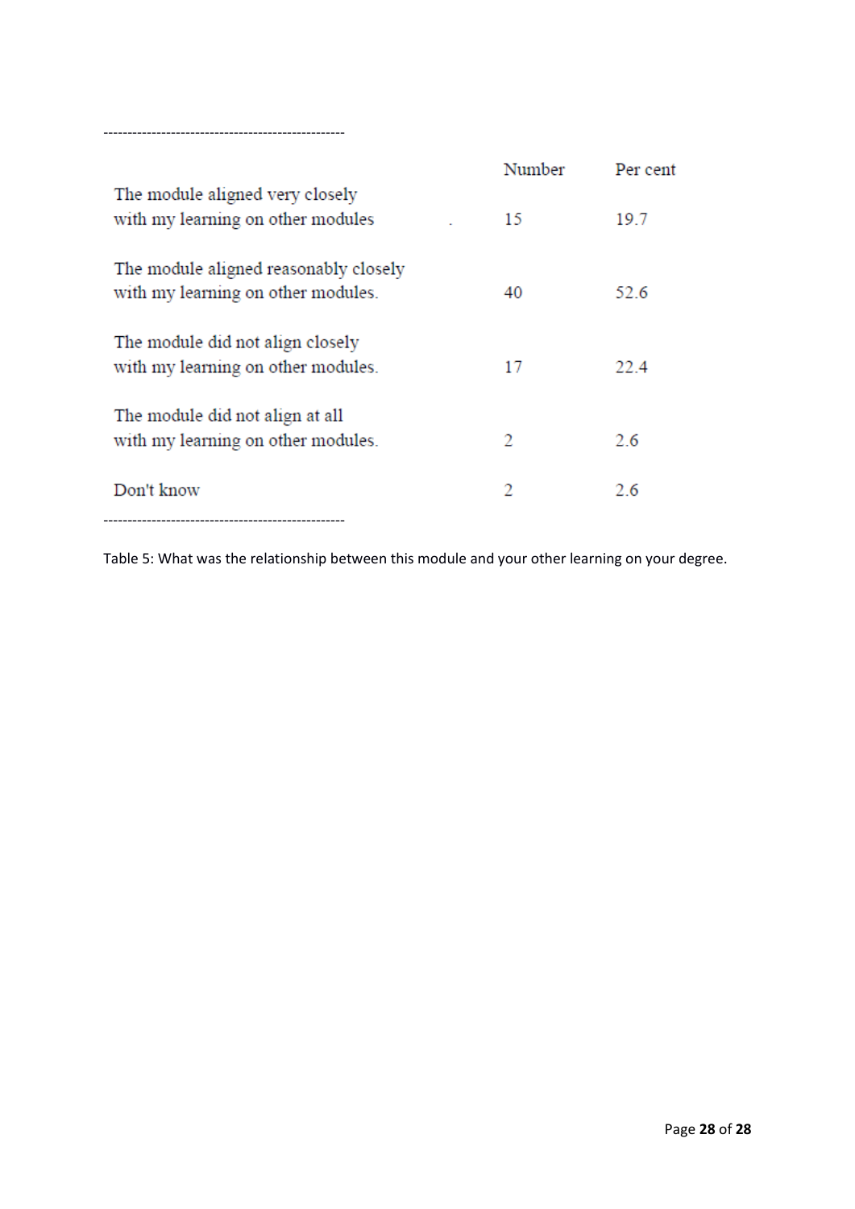| | Number | Per cent |
|---|---|---|
| The module aligned very closely with my learning on other modules | 15 | 19.7 |
| The module aligned reasonably closely with my learning on other modules. | 40 | 52.6 |
| The module did not align closely with my learning on other modules. | 17 | 22.4 |
| The module did not align at all with my learning on other modules. | 2 | 2.6 |
| Don't know | 2 | 2.6 |

Table 5: What was the relationship between this module and your other learning on your degree.